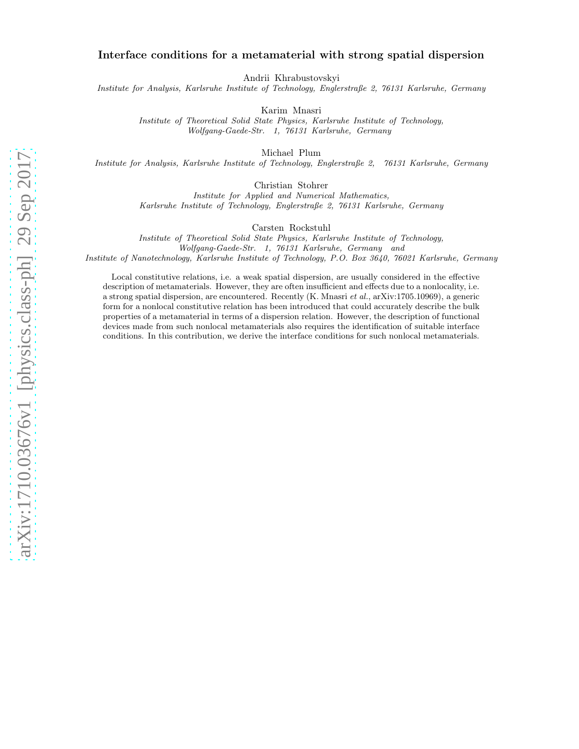# Interface conditions for a metamaterial with strong spatial dispersion

Andrii Khrabustovskyi

*Institute for Analysis, Karlsruhe Institute of Technology, Englerstraße 2, 76131 Karlsruhe, Germany*

Karim Mnasri

*Institute of Theoretical Solid State Physics, Karlsruhe Institute of Technology, Wolfgang-Gaede-Str. 1, 76131 Karlsruhe, Germany*

Michael Plum

*Institute for Analysis, Karlsruhe Institute of Technology, Englerstraße 2, 76131 Karlsruhe, Germany*

Christian Stohrer

*Institute for Applied and Numerical Mathematics, Karlsruhe Institute of Technology, Englerstraße 2, 76131 Karlsruhe, Germany*

Carsten Rockstuhl

*Institute of Theoretical Solid State Physics, Karlsruhe Institute of Technology, Wolfgang-Gaede-Str. 1, 76131 Karlsruhe, Germany and Institute of Nanotechnology, Karlsruhe Institute of Technology, P.O. Box 3640, 76021 Karlsruhe, Germany*

Local constitutive relations, i.e. a weak spatial dispersion, are usually considered in the effective description of metamaterials. However, they are often insufficient and effects due to a nonlocality, i.e. a strong spatial dispersion, are encountered. Recently (K. Mnasri *et al.*, arXiv:1705.10969), a generic form for a nonlocal constitutive relation has been introduced that could accurately describe the bulk properties of a metamaterial in terms of a dispersion relation. However, the description of functional devices made from such nonlocal metamaterials also requires the identification of suitable interface conditions. In this contribution, we derive the interface conditions for such nonlocal metamaterials.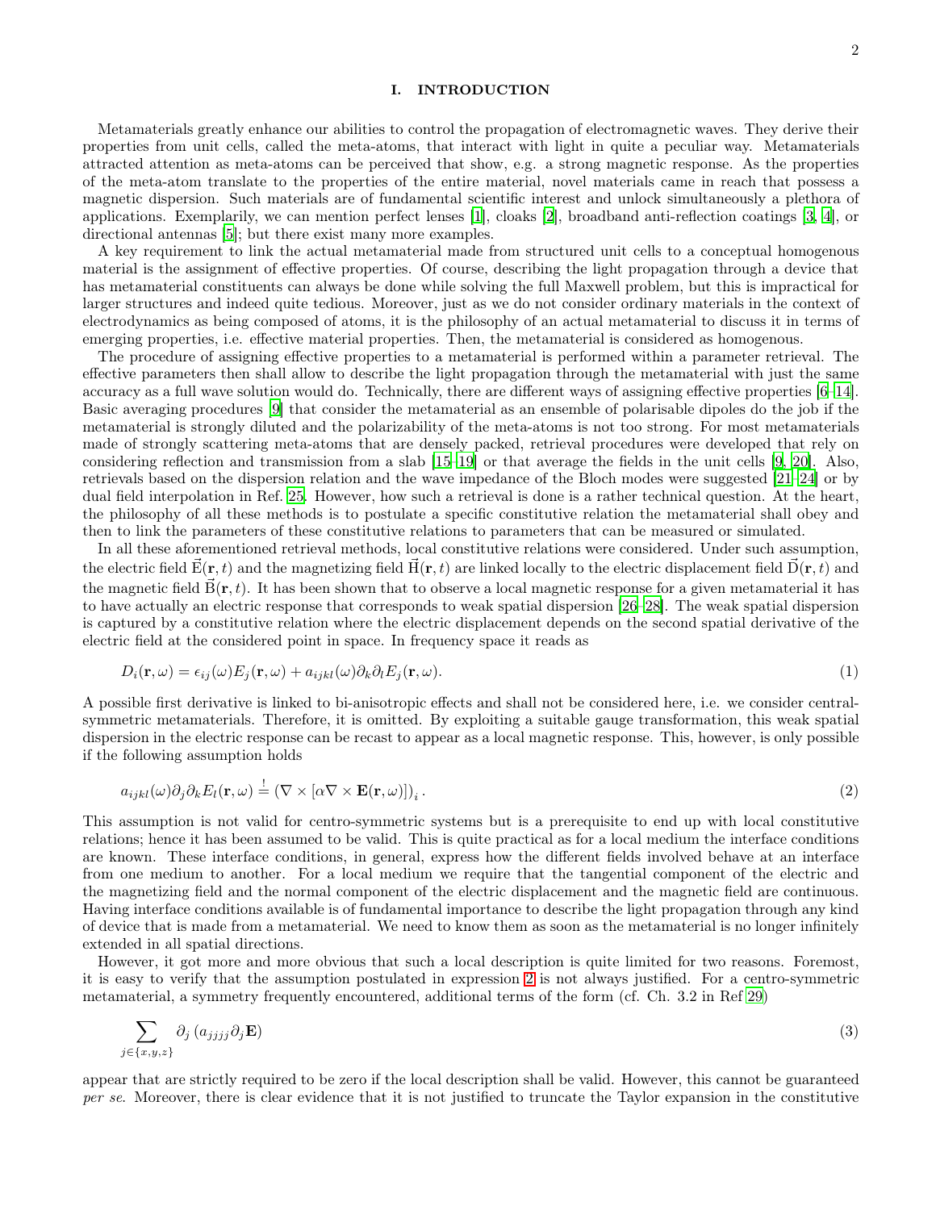## I. INTRODUCTION

Metamaterials greatly enhance our abilities to control the propagation of electromagnetic waves. They derive their properties from unit cells, called the meta-atoms, that interact with light in quite a peculiar way. Metamaterials attracted attention as meta-atoms can be perceived that show, e.g. a strong magnetic response. As the properties of the meta-atom translate to the properties of the entire material, novel materials came in reach that possess a magnetic dispersion. Such materials are of fundamental scientific interest and unlock simultaneously a plethora of applications. Exemplarily, we can mention perfect lenses [1], cloaks [2], broadband anti-reflection coatings [3, 4], or directional antennas [5]; but there exist many more examples.

A key requirement to link the actual metamaterial made from structured unit cells to a conceptual homogenous material is the assignment of effective properties. Of course, describing the light propagation through a device that has metamaterial constituents can always be done while solving the full Maxwell problem, but this is impractical for larger structures and indeed quite tedious. Moreover, just as we do not consider ordinary materials in the context of electrodynamics as being composed of atoms, it is the philosophy of an actual metamaterial to discuss it in terms of emerging properties, i.e. effective material properties. Then, the metamaterial is considered as homogenous.

The procedure of assigning effective properties to a metamaterial is performed within a parameter retrieval. The effective parameters then shall allow to describe the light propagation through the metamaterial with just the same accuracy as a full wave solution would do. Technically, there are different ways of assigning effective properties [6–14]. Basic averaging procedures [9] that consider the metamaterial as an ensemble of polarisable dipoles do the job if the metamaterial is strongly diluted and the polarizability of the meta-atoms is not too strong. For most metamaterials made of strongly scattering meta-atoms that are densely packed, retrieval procedures were developed that rely on considering reflection and transmission from a slab [15–19] or that average the fields in the unit cells [9, 20]. Also, retrievals based on the dispersion relation and the wave impedance of the Bloch modes were suggested [21–24] or by dual field interpolation in Ref. 25. However, how such a retrieval is done is a rather technical question. At the heart, the philosophy of all these methods is to postulate a specific constitutive relation the metamaterial shall obey and then to link the parameters of these constitutive relations to parameters that can be measured or simulated.

In all these aforementioned retrieval methods, local constitutive relations were considered. Under such assumption, the electric field $\vec{\mathrm{E}}(\mathbf{r},t)$ and the magnetizing field $\vec{\mathrm{H}}(\mathbf{r},t)$ are linked locally to the electric displacement field $\vec{\mathrm{D}}(\mathbf{r},t)$ and the magnetic field $\vec{\mathrm{B}}(\mathbf{r},t)$. It has been shown that to observe a local magnetic response for a given metamaterial it has to have actually an electric response that corresponds to weak spatial dispersion [26–28]. The weak spatial dispersion is captured by a constitutive relation where the electric displacement depends on the second spatial derivative of the electric field at the considered point in space. In frequency space it reads as

$$D_i(\mathbf{r},\omega) = \epsilon_{ij}(\omega)E_j(\mathbf{r},\omega) + a_{ijkl}(\omega)\partial_k\partial_l E_j(\mathbf{r},\omega). \tag{1}$$

A possible first derivative is linked to bi-anisotropic effects and shall not be considered here, i.e. we consider central-symmetric metamaterials. Therefore, it is omitted. By exploiting a suitable gauge transformation, this weak spatial dispersion in the electric response can be recast to appear as a local magnetic response. This, however, is only possible if the following assumption holds

$$a_{ijkl}(\omega)\partial_j\partial_k E_l(\mathbf{r},\omega) \stackrel{!}{=} \left(\nabla\times[\alpha\nabla\times\mathbf{E}(\mathbf{r},\omega)]\right)_i. \tag{2}$$

This assumption is not valid for centro-symmetric systems but is a prerequisite to end up with local constitutive relations; hence it has been assumed to be valid. This is quite practical as for a local medium the interface conditions are known. These interface conditions, in general, express how the different fields involved behave at an interface from one medium to another. For a local medium we require that the tangential component of the electric and the magnetizing field and the normal component of the electric displacement and the magnetic field are continuous. Having interface conditions available is of fundamental importance to describe the light propagation through any kind of device that is made from a metamaterial. We need to know them as soon as the metamaterial is no longer infinitely extended in all spatial directions.

However, it got more and more obvious that such a local description is quite limited for two reasons. Foremost, it is easy to verify that the assumption postulated in expression 2 is not always justified. For a centro-symmetric metamaterial, a symmetry frequently encountered, additional terms of the form (cf. Ch. 3.2 in Ref 29)

$$\sum_{j\in\{x,y,z\}} \partial_j\left(a_{jjjj}\partial_j\mathbf{E}\right) \tag{3}$$

appear that are strictly required to be zero if the local description shall be valid. However, this cannot be guaranteed *per se*. Moreover, there is clear evidence that it is not justified to truncate the Taylor expansion in the constitutive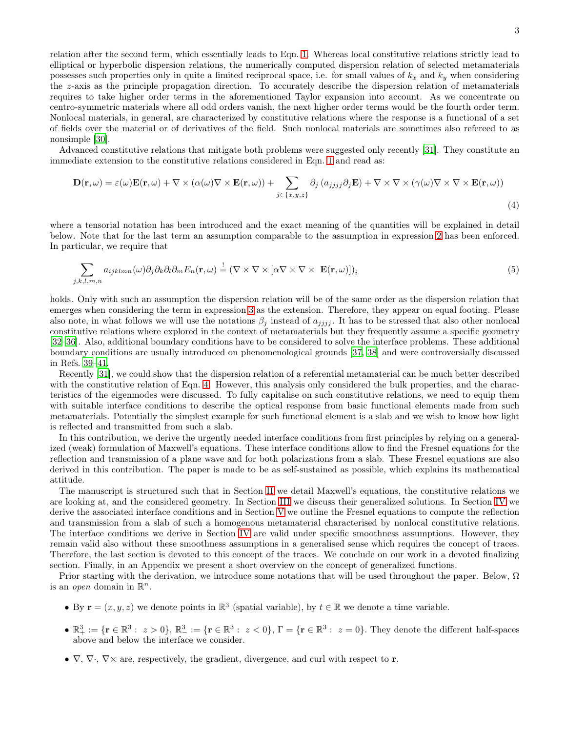relation after the second term, which essentially leads to Eqn. 1. Whereas local constitutive relations strictly lead to elliptical or hyperbolic dispersion relations, the numerically computed dispersion relation of selected metamaterials possesses such properties only in quite a limited reciprocal space, i.e. for small values of $k_x$ and $k_y$ when considering the $z$-axis as the principle propagation direction. To accurately describe the dispersion relation of metamaterials requires to take higher order terms in the aforementioned Taylor expansion into account. As we concentrate on centro-symmetric materials where all odd orders vanish, the next higher order terms would be the fourth order term. Nonlocal materials, in general, are characterized by constitutive relations where the response is a functional of a set of fields over the material or of derivatives of the field. Such nonlocal materials are sometimes also refereed to as nonsimple [30].

Advanced constitutive relations that mitigate both problems were suggested only recently [31]. They constitute an immediate extension to the constitutive relations considered in Eqn. 1 and read as:

$$\mathbf{D}(\mathbf{r},\omega) = \varepsilon(\omega)\mathbf{E}(\mathbf{r},\omega) + \nabla\times(\alpha(\omega)\nabla\times\mathbf{E}(\mathbf{r},\omega)) + \sum_{j\in\{x,y,z\}} \partial_j\left(a_{jjjj}\partial_j\mathbf{E}\right) + \nabla\times\nabla\times(\gamma(\omega)\nabla\times\nabla\times\mathbf{E}(\mathbf{r},\omega)) \tag{4}$$

where a tensorial notation has been introduced and the exact meaning of the quantities will be explained in detail below. Note that for the last term an assumption comparable to the assumption in expression 2 has been enforced. In particular, we require that

$$\sum_{j,k,l,m,n} a_{ijklmn}(\omega)\partial_j\partial_k\partial_l\partial_m E_n(\mathbf{r},\omega) \stackrel{!}{=} \left(\nabla\times\nabla\times\left[\alpha\nabla\times\nabla\times\ \mathbf{E}(\mathbf{r},\omega)\right]\right)_i \tag{5}$$

holds. Only with such an assumption the dispersion relation will be of the same order as the dispersion relation that emerges when considering the term in expression 3 as the extension. Therefore, they appear on equal footing. Please also note, in what follows we will use the notations $\beta_j$ instead of $a_{jjjj}$. It has to be stressed that also other nonlocal constitutive relations where explored in the context of metamaterials but they frequently assume a specific geometry [32–36]. Also, additional boundary conditions have to be considered to solve the interface problems. These additional boundary conditions are usually introduced on phenomenological grounds [37, 38] and were controversially discussed in Refs. 39–41.

Recently [31], we could show that the dispersion relation of a referential metamaterial can be much better described with the constitutive relation of Eqn. 4. However, this analysis only considered the bulk properties, and the characteristics of the eigenmodes were discussed. To fully capitalise on such constitutive relations, we need to equip them with suitable interface conditions to describe the optical response from basic functional elements made from such metamaterials. Potentially the simplest example for such functional element is a slab and we wish to know how light is reflected and transmitted from such a slab.

In this contribution, we derive the urgently needed interface conditions from first principles by relying on a generalized (weak) formulation of Maxwell's equations. These interface conditions allow to find the Fresnel equations for the reflection and transmission of a plane wave and for both polarizations from a slab. These Fresnel equations are also derived in this contribution. The paper is made to be as self-sustained as possible, which explains its mathematical attitude.

The manuscript is structured such that in Section II we detail Maxwell's equations, the constitutive relations we are looking at, and the considered geometry. In Section III we discuss their generalized solutions. In Section IV we derive the associated interface conditions and in Section V we outline the Fresnel equations to compute the reflection and transmission from a slab of such a homogenous metamaterial characterised by nonlocal constitutive relations. The interface conditions we derive in Section IV are valid under specific smoothness assumptions. However, they remain valid also without these smoothness assumptions in a generalised sense which requires the concept of traces. Therefore, the last section is devoted to this concept of the traces. We conclude on our work in a devoted finalizing section. Finally, in an Appendix we present a short overview on the concept of generalized functions.

Prior starting with the derivation, we introduce some notations that will be used throughout the paper. Below, $\Omega$ is an *open* domain in $\mathbb{R}^n$.

- By $\mathbf{r} = (x, y, z)$ we denote points in $\mathbb{R}^3$ (spatial variable), by $t \in \mathbb{R}$ we denote a time variable.
- $\mathbb{R}^3_+ := \{\mathbf{r} \in \mathbb{R}^3 :\ z > 0\}$, $\mathbb{R}^3_- := \{\mathbf{r} \in \mathbb{R}^3 :\ z < 0\}$, $\Gamma = \{\mathbf{r} \in \mathbb{R}^3 :\ z = 0\}$. They denote the different half-spaces above and below the interface we consider.
- $\nabla$, $\nabla\cdot$, $\nabla\times$ are, respectively, the gradient, divergence, and curl with respect to $\mathbf{r}$.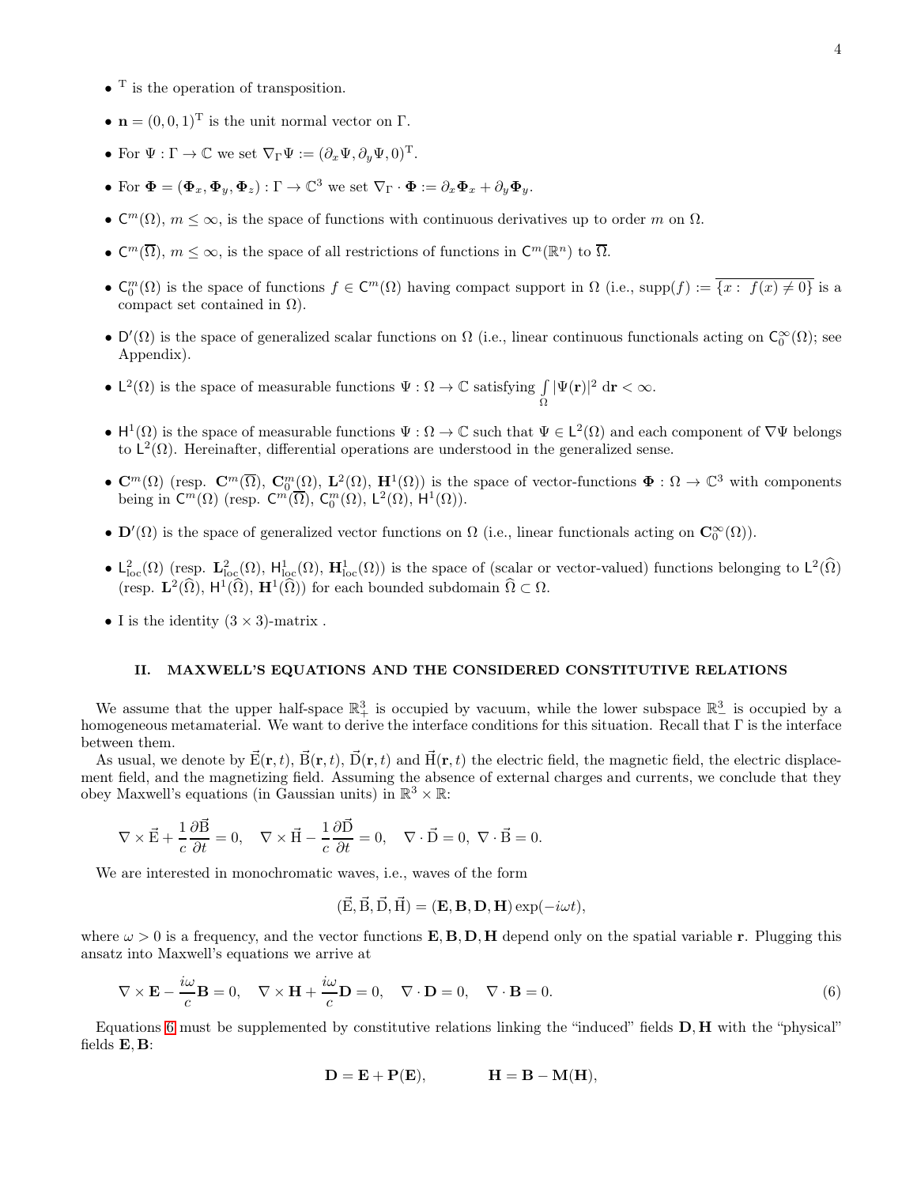- $^{\mathrm{T}}$ is the operation of transposition.
- $\mathbf{n} = (0, 0, 1)^{\mathrm{T}}$ is the unit normal vector on $\Gamma$.
- For $\Psi : \Gamma \to \mathbb{C}$ we set $\nabla_\Gamma \Psi := (\partial_x \Psi, \partial_y \Psi, 0)^{\mathrm{T}}$.
- For $\mathbf{\Phi} = (\mathbf{\Phi}_x, \mathbf{\Phi}_y, \mathbf{\Phi}_z) : \Gamma \to \mathbb{C}^3$ we set $\nabla_\Gamma \cdot \mathbf{\Phi} := \partial_x \mathbf{\Phi}_x + \partial_y \mathbf{\Phi}_y$.
- $\mathsf{C}^m(\Omega)$, $m \leq \infty$, is the space of functions with continuous derivatives up to order $m$ on $\Omega$.
- $\mathsf{C}^m(\overline{\Omega})$, $m \leq \infty$, is the space of all restrictions of functions in $\mathsf{C}^m(\mathbb{R}^n)$ to $\overline{\Omega}$.
- $\mathsf{C}_0^m(\Omega)$ is the space of functions $f \in \mathsf{C}^m(\Omega)$ having compact support in $\Omega$ (i.e., $\mathrm{supp}(f) := \overline{\{x : \ f(x) \neq 0\}}$ is a compact set contained in $\Omega$).
- $\mathsf{D}'(\Omega)$ is the space of generalized scalar functions on $\Omega$ (i.e., linear continuous functionals acting on $\mathsf{C}_0^\infty(\Omega)$; see Appendix).
- $\mathsf{L}^2(\Omega)$ is the space of measurable functions $\Psi : \Omega \to \mathbb{C}$ satisfying $\int\limits_\Omega |\Psi(\mathbf{r})|^2 \, \mathrm{d}\mathbf{r} < \infty$.
- $\mathsf{H}^1(\Omega)$ is the space of measurable functions $\Psi : \Omega \to \mathbb{C}$ such that $\Psi \in \mathsf{L}^2(\Omega)$ and each component of $\nabla \Psi$ belongs to $\mathsf{L}^2(\Omega)$. Hereinafter, differential operations are understood in the generalized sense.
- $\mathbf{C}^m(\Omega)$ (resp. $\mathbf{C}^m(\overline{\Omega})$, $\mathbf{C}_0^m(\Omega)$, $\mathbf{L}^2(\Omega)$, $\mathbf{H}^1(\Omega)$) is the space of vector-functions $\mathbf{\Phi} : \Omega \to \mathbb{C}^3$ with components being in $\mathsf{C}^m(\Omega)$ (resp. $\mathsf{C}^m(\overline{\Omega})$, $\mathsf{C}_0^m(\Omega)$, $\mathsf{L}^2(\Omega)$, $\mathsf{H}^1(\Omega)$).
- $\mathbf{D}'(\Omega)$ is the space of generalized vector functions on $\Omega$ (i.e., linear functionals acting on $\mathbf{C}_0^\infty(\Omega)$).
- $\mathsf{L}^2_{\mathrm{loc}}(\Omega)$ (resp. $\mathbf{L}^2_{\mathrm{loc}}(\Omega)$, $\mathsf{H}^1_{\mathrm{loc}}(\Omega)$, $\mathbf{H}^1_{\mathrm{loc}}(\Omega)$) is the space of (scalar or vector-valued) functions belonging to $\mathsf{L}^2(\widehat{\Omega})$ (resp. $\mathbf{L}^2(\widehat{\Omega})$, $\mathsf{H}^1(\widehat{\Omega})$, $\mathbf{H}^1(\widehat{\Omega})$) for each bounded subdomain $\widehat{\Omega} \subset \Omega$.
- I is the identity $(3 \times 3)$-matrix .

## II. MAXWELL'S EQUATIONS AND THE CONSIDERED CONSTITUTIVE RELATIONS

We assume that the upper half-space $\mathbb{R}^3_+$ is occupied by vacuum, while the lower subspace $\mathbb{R}^3_-$ is occupied by a homogeneous metamaterial. We want to derive the interface conditions for this situation. Recall that $\Gamma$ is the interface between them.

As usual, we denote by $\vec{\mathrm{E}}(\mathbf{r}, t)$, $\vec{\mathrm{B}}(\mathbf{r}, t)$, $\vec{\mathrm{D}}(\mathbf{r}, t)$ and $\vec{\mathrm{H}}(\mathbf{r}, t)$ the electric field, the magnetic field, the electric displacement field, and the magnetizing field. Assuming the absence of external charges and currents, we conclude that they obey Maxwell's equations (in Gaussian units) in $\mathbb{R}^3 \times \mathbb{R}$:

$$\nabla \times \vec{\mathrm{E}} + \frac{1}{c}\frac{\partial \vec{\mathrm{B}}}{\partial t} = 0, \quad \nabla \times \vec{\mathrm{H}} - \frac{1}{c}\frac{\partial \vec{\mathrm{D}}}{\partial t} = 0, \quad \nabla \cdot \vec{\mathrm{D}} = 0, \ \nabla \cdot \vec{\mathrm{B}} = 0.$$

We are interested in monochromatic waves, i.e., waves of the form

$$(\vec{\mathrm{E}}, \vec{\mathrm{B}}, \vec{\mathrm{D}}, \vec{\mathrm{H}}) = (\mathbf{E}, \mathbf{B}, \mathbf{D}, \mathbf{H}) \exp(-i\omega t),$$

where $\omega > 0$ is a frequency, and the vector functions $\mathbf{E}, \mathbf{B}, \mathbf{D}, \mathbf{H}$ depend only on the spatial variable $\mathbf{r}$. Plugging this ansatz into Maxwell's equations we arrive at

$$\nabla \times \mathbf{E} - \frac{i\omega}{c}\mathbf{B} = 0, \quad \nabla \times \mathbf{H} + \frac{i\omega}{c}\mathbf{D} = 0, \quad \nabla \cdot \mathbf{D} = 0, \quad \nabla \cdot \mathbf{B} = 0. \tag{6}$$

Equations 6 must be supplemented by constitutive relations linking the "induced" fields $\mathbf{D}, \mathbf{H}$ with the "physical" fields $\mathbf{E}, \mathbf{B}$:

$$\mathbf{D} = \mathbf{E} + \mathbf{P}(\mathbf{E}), \qquad\qquad \mathbf{H} = \mathbf{B} - \mathbf{M}(\mathbf{H}),$$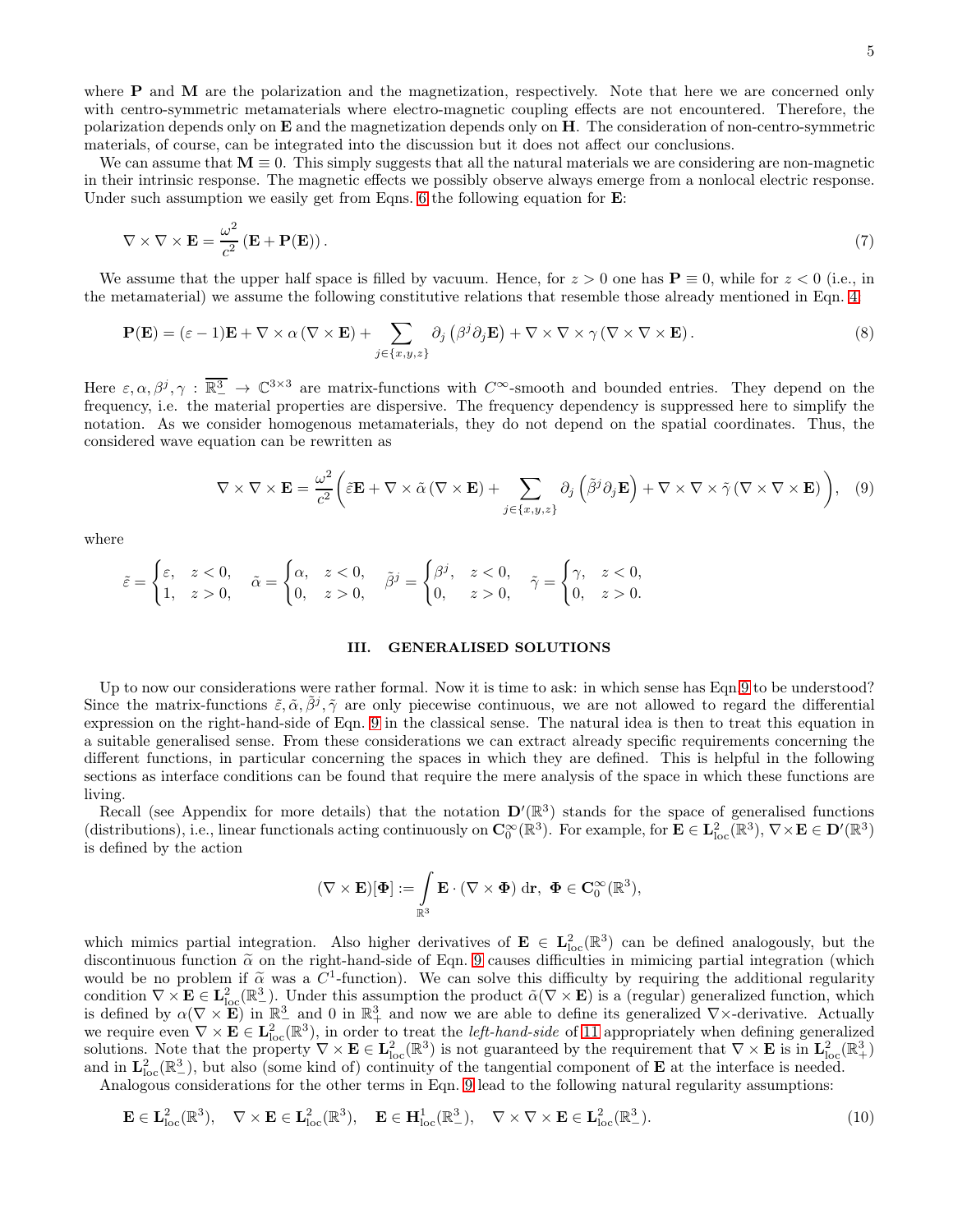where $\mathbf{P}$ and $\mathbf{M}$ are the polarization and the magnetization, respectively. Note that here we are concerned only with centro-symmetric metamaterials where electro-magnetic coupling effects are not encountered. Therefore, the polarization depends only on $\mathbf{E}$ and the magnetization depends only on $\mathbf{H}$. The consideration of non-centro-symmetric materials, of course, can be integrated into the discussion but it does not affect our conclusions.

We can assume that $\mathbf{M} \equiv 0$. This simply suggests that all the natural materials we are considering are non-magnetic in their intrinsic response. The magnetic effects we possibly observe always emerge from a nonlocal electric response. Under such assumption we easily get from Eqns. 6 the following equation for $\mathbf{E}$:

$$\nabla \times \nabla \times \mathbf{E} = \frac{\omega^2}{c^2} \left( \mathbf{E} + \mathbf{P}(\mathbf{E}) \right). \tag{7}$$

We assume that the upper half space is filled by vacuum. Hence, for $z > 0$ one has $\mathbf{P} \equiv 0$, while for $z < 0$ (i.e., in the metamaterial) we assume the following constitutive relations that resemble those already mentioned in Eqn. 4

$$\mathbf{P}(\mathbf{E}) = (\varepsilon - 1)\mathbf{E} + \nabla \times \alpha \left( \nabla \times \mathbf{E} \right) + \sum_{j \in \{x,y,z\}} \partial_j \left( \beta^j \partial_j \mathbf{E} \right) + \nabla \times \nabla \times \gamma \left( \nabla \times \nabla \times \mathbf{E} \right). \tag{8}$$

Here $\varepsilon, \alpha, \beta^j, \gamma : \overline{\mathbb{R}^3_-} \to \mathbb{C}^{3\times 3}$ are matrix-functions with $C^\infty$-smooth and bounded entries. They depend on the frequency, i.e. the material properties are dispersive. The frequency dependency is suppressed here to simplify the notation. As we consider homogenous metamaterials, they do not depend on the spatial coordinates. Thus, the considered wave equation can be rewritten as

$$\nabla \times \nabla \times \mathbf{E} = \frac{\omega^2}{c^2} \bigg( \tilde{\varepsilon} \mathbf{E} + \nabla \times \tilde{\alpha} \left( \nabla \times \mathbf{E} \right) + \sum_{j \in \{x,y,z\}} \partial_j \left( \tilde{\beta}^j \partial_j \mathbf{E} \right) + \nabla \times \nabla \times \tilde{\gamma} \left( \nabla \times \nabla \times \mathbf{E} \right) \bigg), \tag{9}$$

where

$$\tilde{\varepsilon} = \begin{cases} \varepsilon, & z < 0, \\ 1, & z > 0, \end{cases} \quad \tilde{\alpha} = \begin{cases} \alpha, & z < 0, \\ 0, & z > 0, \end{cases} \quad \tilde{\beta}^j = \begin{cases} \beta^j, & z < 0, \\ 0, & z > 0, \end{cases} \quad \tilde{\gamma} = \begin{cases} \gamma, & z < 0, \\ 0, & z > 0. \end{cases}$$

## III. GENERALISED SOLUTIONS

Up to now our considerations were rather formal. Now it is time to ask: in which sense has Eqn 9 to be understood? Since the matrix-functions $\tilde{\varepsilon}, \tilde{\alpha}, \tilde{\beta}^j, \tilde{\gamma}$ are only piecewise continuous, we are not allowed to regard the differential expression on the right-hand-side of Eqn. 9 in the classical sense. The natural idea is then to treat this equation in a suitable generalised sense. From these considerations we can extract already specific requirements concerning the different functions, in particular concerning the spaces in which they are defined. This is helpful in the following sections as interface conditions can be found that require the mere analysis of the space in which these functions are living.

Recall (see Appendix for more details) that the notation $\mathbf{D}'(\mathbb{R}^3)$ stands for the space of generalised functions (distributions), i.e., linear functionals acting continuously on $\mathbf{C}_0^\infty(\mathbb{R}^3)$. For example, for $\mathbf{E} \in \mathbf{L}^2_{\mathrm{loc}}(\mathbb{R}^3)$, $\nabla \times \mathbf{E} \in \mathbf{D}'(\mathbb{R}^3)$ is defined by the action

$$(\nabla \times \mathbf{E})[\mathbf{\Phi}] := \int_{\mathbb{R}^3} \mathbf{E} \cdot (\nabla \times \mathbf{\Phi}) \, \mathrm{d}\mathbf{r}, \;\; \mathbf{\Phi} \in \mathbf{C}_0^\infty(\mathbb{R}^3),$$

which mimics partial integration. Also higher derivatives of $\mathbf{E} \in \mathbf{L}^2_{\mathrm{loc}}(\mathbb{R}^3)$ can be defined analogously, but the discontinuous function $\tilde{\alpha}$ on the right-hand-side of Eqn. 9 causes difficulties in mimicing partial integration (which would be no problem if $\tilde{\alpha}$ was a $C^1$-function). We can solve this difficulty by requiring the additional regularity condition $\nabla \times \mathbf{E} \in \mathbf{L}^2_{\mathrm{loc}}(\mathbb{R}^3_-)$. Under this assumption the product $\tilde{\alpha}(\nabla \times \mathbf{E})$ is a (regular) generalized function, which is defined by $\alpha(\nabla \times \mathbf{E})$ in $\mathbb{R}^3_-$ and 0 in $\mathbb{R}^3_+$ and now we are able to define its generalized $\nabla\times$-derivative. Actually we require even $\nabla \times \mathbf{E} \in \mathbf{L}^2_{\mathrm{loc}}(\mathbb{R}^3)$, in order to treat the *left-hand-side* of 11 appropriately when defining generalized solutions. Note that the property $\nabla \times \mathbf{E} \in \mathbf{L}^2_{\mathrm{loc}}(\mathbb{R}^3)$ is not guaranteed by the requirement that $\nabla \times \mathbf{E}$ is in $\mathbf{L}^2_{\mathrm{loc}}(\mathbb{R}^3_+)$ and in $\mathbf{L}^2_{\mathrm{loc}}(\mathbb{R}^3_-)$, but also (some kind of) continuity of the tangential component of $\mathbf{E}$ at the interface is needed.

Analogous considerations for the other terms in Eqn. 9 lead to the following natural regularity assumptions:

$$\mathbf{E} \in \mathbf{L}^2_{\mathrm{loc}}(\mathbb{R}^3), \quad \nabla \times \mathbf{E} \in \mathbf{L}^2_{\mathrm{loc}}(\mathbb{R}^3), \quad \mathbf{E} \in \mathbf{H}^1_{\mathrm{loc}}(\mathbb{R}^3_-), \quad \nabla \times \nabla \times \mathbf{E} \in \mathbf{L}^2_{\mathrm{loc}}(\mathbb{R}^3_-). \tag{10}$$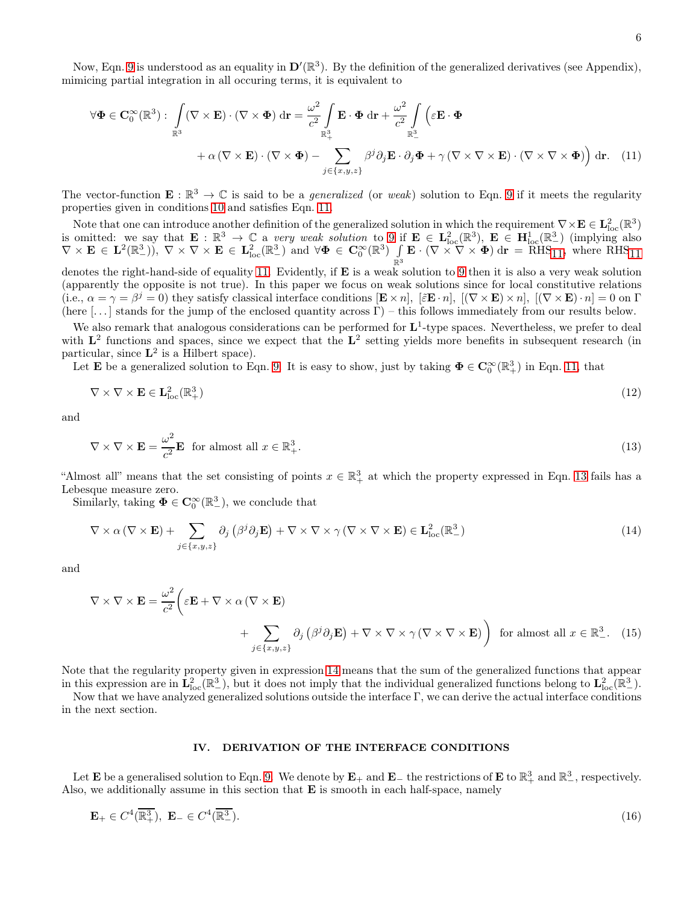Now, Eqn. 9 is understood as an equality in $\mathbf{D}'(\mathbb{R}^3)$. By the definition of the generalized derivatives (see Appendix), mimicing partial integration in all occuring terms, it is equivalent to

$$\forall \mathbf{\Phi} \in \mathbf{C}_0^\infty(\mathbb{R}^3): \int_{\mathbb{R}^3} (\nabla \times \mathbf{E}) \cdot (\nabla \times \mathbf{\Phi}) \, d\mathbf{r} = \frac{\omega^2}{c^2} \int_{\mathbb{R}^3_+} \mathbf{E} \cdot \mathbf{\Phi} \, d\mathbf{r} + \frac{\omega^2}{c^2} \int_{\mathbb{R}^3_-} \Big( \varepsilon \mathbf{E} \cdot \mathbf{\Phi} + \alpha (\nabla \times \mathbf{E}) \cdot (\nabla \times \mathbf{\Phi}) - \sum_{j \in \{x,y,z\}} \beta^j \partial_j \mathbf{E} \cdot \partial_j \mathbf{\Phi} + \gamma (\nabla \times \nabla \times \mathbf{E}) \cdot (\nabla \times \nabla \times \mathbf{\Phi}) \Big) \, d\mathbf{r}. \quad (11)$$

The vector-function $\mathbf{E} : \mathbb{R}^3 \to \mathbb{C}$ is said to be a *generalized* (or *weak*) solution to Eqn. 9 if it meets the regularity properties given in conditions 10 and satisfies Eqn. 11.

Note that one can introduce another definition of the generalized solution in which the requirement $\nabla \times \mathbf{E} \in \mathbf{L}^2_{\rm loc}(\mathbb{R}^3)$ is omitted: we say that $\mathbf{E} : \mathbb{R}^3 \to \mathbb{C}$ a *very weak solution* to 9 if $\mathbf{E} \in \mathbf{L}^2_{\rm loc}(\mathbb{R}^3)$, $\mathbf{E} \in \mathbf{H}^1_{\rm loc}(\mathbb{R}^3_-)$ (implying also $\nabla \times \mathbf{E} \in \mathbf{L}^2(\mathbb{R}^3_-)$), $\nabla \times \nabla \times \mathbf{E} \in \mathbf{L}^2_{\rm loc}(\mathbb{R}^3_-)$ and $\forall \mathbf{\Phi} \in \mathbf{C}_0^\infty(\mathbb{R}^3)$ $\int_{\mathbb{R}^3} \mathbf{E} \cdot (\nabla \times \nabla \times \mathbf{\Phi}) \, d\mathbf{r} = \mathrm{RHS}_{11}$, where $\mathrm{RHS}_{11}$ denotes the right-hand-side of equality 11. Evidently, if $\mathbf{E}$ is a weak solution to 9 then it is also a very weak solution (apparently the opposite is not true). In this paper we focus on weak solutions since for local constitutive relations (i.e., $\alpha = \gamma = \beta^j = 0$) they satisfy classical interface conditions $[\mathbf{E} \times n]$, $[\hat{\varepsilon} \mathbf{E} \cdot n]$, $[(\nabla \times \mathbf{E}) \times n]$, $[(\nabla \times \mathbf{E}) \cdot n] = 0$ on $\Gamma$ (here $[\dots]$ stands for the jump of the enclosed quantity across $\Gamma$) – this follows immediately from our results below.

We also remark that analogous considerations can be performed for $\mathbf{L}^1$-type spaces. Nevertheless, we prefer to deal with $\mathbf{L}^2$ functions and spaces, since we expect that the $\mathbf{L}^2$ setting yields more benefits in subsequent research (in particular, since $\mathbf{L}^2$ is a Hilbert space).

Let $\mathbf{E}$ be a generalized solution to Eqn. 9. It is easy to show, just by taking $\mathbf{\Phi} \in \mathbf{C}_0^\infty(\mathbb{R}^3_+)$ in Eqn. 11, that

$$\nabla \times \nabla \times \mathbf{E} \in \mathbf{L}^2_{\rm loc}(\mathbb{R}^3_+) \quad (12)$$

and

$$\nabla \times \nabla \times \mathbf{E} = \frac{\omega^2}{c^2} \mathbf{E} \ \text{ for almost all } x \in \mathbb{R}^3_+. \quad (13)$$

"Almost all" means that the set consisting of points $x \in \mathbb{R}^3_+$ at which the property expressed in Eqn. 13 fails has a Lebesque measure zero.

Similarly, taking $\mathbf{\Phi} \in \mathbf{C}_0^\infty(\mathbb{R}^3_-)$, we conclude that

$$\nabla \times \alpha (\nabla \times \mathbf{E}) + \sum_{j \in \{x,y,z\}} \partial_j \left( \beta^j \partial_j \mathbf{E} \right) + \nabla \times \nabla \times \gamma (\nabla \times \nabla \times \mathbf{E}) \in \mathbf{L}^2_{\rm loc}(\mathbb{R}^3_-) \quad (14)$$

and

$$\nabla \times \nabla \times \mathbf{E} = \frac{\omega^2}{c^2} \Big( \varepsilon \mathbf{E} + \nabla \times \alpha (\nabla \times \mathbf{E}) + \sum_{j \in \{x,y,z\}} \partial_j \left( \beta^j \partial_j \mathbf{E} \right) + \nabla \times \nabla \times \gamma (\nabla \times \nabla \times \mathbf{E}) \Big) \ \text{ for almost all } x \in \mathbb{R}^3_-. \quad (15)$$

Note that the regularity property given in expression 14 means that the sum of the generalized functions that appear in this expression are in $\mathbf{L}^2_{\rm loc}(\mathbb{R}^3_-)$, but it does not imply that the individual generalized functions belong to $\mathbf{L}^2_{\rm loc}(\mathbb{R}^3_-)$.

Now that we have analyzed generalized solutions outside the interface $\Gamma$, we can derive the actual interface conditions in the next section.

## IV. DERIVATION OF THE INTERFACE CONDITIONS

Let $\mathbf{E}$ be a generalised solution to Eqn. 9. We denote by $\mathbf{E}_+$ and $\mathbf{E}_-$ the restrictions of $\mathbf{E}$ to $\mathbb{R}^3_+$ and $\mathbb{R}^3_-$, respectively. Also, we additionally assume in this section that $\mathbf{E}$ is smooth in each half-space, namely

$$\mathbf{E}_+ \in C^4(\overline{\mathbb{R}^3_+}), \ \mathbf{E}_- \in C^4(\overline{\mathbb{R}^3_-}). \quad (16)$$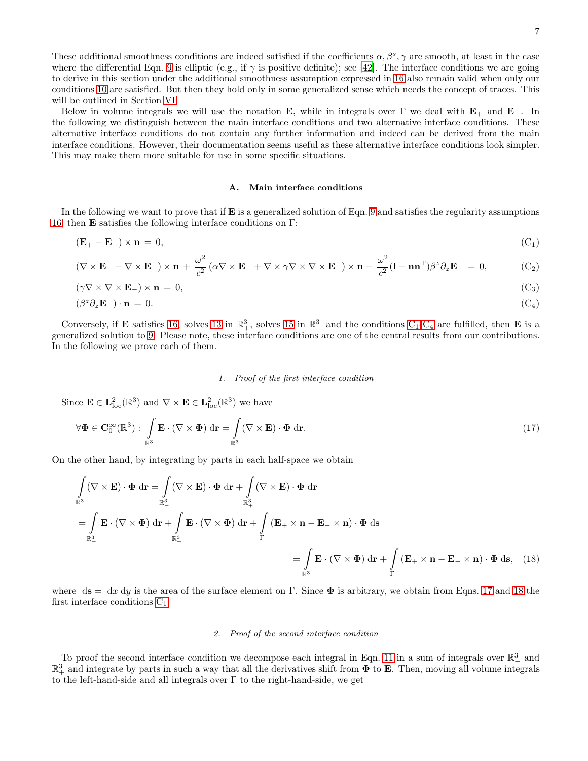These additional smoothness conditions are indeed satisfied if the coefficients $\alpha, \beta^s, \gamma$ are smooth, at least in the case where the differential Eqn. 9 is elliptic (e.g., if $\gamma$ is positive definite); see [42]. The interface conditions we are going to derive in this section under the additional smoothness assumption expressed in 16 also remain valid when only our conditions 10 are satisfied. But then they hold only in some generalized sense which needs the concept of traces. This will be outlined in Section VI.

Below in volume integrals we will use the notation $\mathbf{E}$, while in integrals over $\Gamma$ we deal with $\mathbf{E}_+$ and $\mathbf{E}_-$. In the following we distinguish between the main interface conditions and two alternative interface conditions. These alternative interface conditions do not contain any further information and indeed can be derived from the main interface conditions. However, their documentation seems useful as these alternative interface conditions look simpler. This may make them more suitable for use in some specific situations.

### A. Main interface conditions

In the following we want to prove that if $\mathbf{E}$ is a generalized solution of Eqn. 9 and satisfies the regularity assumptions 16, then $\mathbf{E}$ satisfies the following interface conditions on $\Gamma$:

$$(\mathbf{E}_+ - \mathbf{E}_-) \times \mathbf{n} = 0, \tag{C$_1$}$$

$$(\nabla \times \mathbf{E}_+ - \nabla \times \mathbf{E}_-) \times \mathbf{n} + \frac{\omega^2}{c^2} (\alpha \nabla \times \mathbf{E}_- + \nabla \times \gamma \nabla \times \nabla \times \mathbf{E}_-) \times \mathbf{n} - \frac{\omega^2}{c^2} (\mathrm{I} - \mathbf{n}\mathbf{n}^{\mathrm{T}}) \beta^z \partial_z \mathbf{E}_- = 0, \tag{C$_2$}$$

$$(\gamma \nabla \times \nabla \times \mathbf{E}_-) \times \mathbf{n} = 0, \tag{C$_3$}$$

$$(\beta^z \partial_z \mathbf{E}_-) \cdot \mathbf{n} = 0. \tag{C$_4$}$$

Conversely, if $\mathbf{E}$ satisfies 16, solves 13 in $\mathbb{R}^3_+$, solves 15 in $\mathbb{R}^3_-$ and the conditions C$_1$-C$_4$ are fulfilled, then $\mathbf{E}$ is a generalized solution to 9. Please note, these interface conditions are one of the central results from our contributions. In the following we prove each of them.

#### 1. Proof of the first interface condition

Since $\mathbf{E} \in \mathbf{L}^2_{\mathrm{loc}}(\mathbb{R}^3)$ and $\nabla \times \mathbf{E} \in \mathbf{L}^2_{\mathrm{loc}}(\mathbb{R}^3)$ we have

$$\forall \mathbf{\Phi} \in \mathbf{C}^\infty_0(\mathbb{R}^3) : \int_{\mathbb{R}^3} \mathbf{E} \cdot (\nabla \times \mathbf{\Phi}) \, \mathrm{d}\mathbf{r} = \int_{\mathbb{R}^3} (\nabla \times \mathbf{E}) \cdot \mathbf{\Phi} \, \mathrm{d}\mathbf{r}. \tag{17}$$

On the other hand, by integrating by parts in each half-space we obtain

$$\begin{aligned}
\int_{\mathbb{R}^3} (\nabla \times \mathbf{E}) \cdot \mathbf{\Phi} \, \mathrm{d}\mathbf{r} &= \int_{\mathbb{R}^3_-} (\nabla \times \mathbf{E}) \cdot \mathbf{\Phi} \, \mathrm{d}\mathbf{r} + \int_{\mathbb{R}^3_+} (\nabla \times \mathbf{E}) \cdot \mathbf{\Phi} \, \mathrm{d}\mathbf{r} \\
&= \int_{\mathbb{R}^3_-} \mathbf{E} \cdot (\nabla \times \mathbf{\Phi}) \, \mathrm{d}\mathbf{r} + \int_{\mathbb{R}^3_+} \mathbf{E} \cdot (\nabla \times \mathbf{\Phi}) \, \mathrm{d}\mathbf{r} + \int_{\Gamma} (\mathbf{E}_+ \times \mathbf{n} - \mathbf{E}_- \times \mathbf{n}) \cdot \mathbf{\Phi} \, \mathrm{d}\mathbf{s} \\
&= \int_{\mathbb{R}^3} \mathbf{E} \cdot (\nabla \times \mathbf{\Phi}) \, \mathrm{d}\mathbf{r} + \int_{\Gamma} (\mathbf{E}_+ \times \mathbf{n} - \mathbf{E}_- \times \mathbf{n}) \cdot \mathbf{\Phi} \, \mathrm{d}\mathbf{s},
\end{aligned} \tag{18}$$

where $\mathrm{d}\mathbf{s} = \mathrm{d}x \, \mathrm{d}y$ is the area of the surface element on $\Gamma$. Since $\mathbf{\Phi}$ is arbitrary, we obtain from Eqns. 17 and 18 the first interface conditions C$_1$.

#### 2. Proof of the second interface condition

To proof the second interface condition we decompose each integral in Eqn. 11 in a sum of integrals over $\mathbb{R}^3_-$ and $\mathbb{R}^3_+$ and integrate by parts in such a way that all the derivatives shift from $\mathbf{\Phi}$ to $\mathbf{E}$. Then, moving all volume integrals to the left-hand-side and all integrals over $\Gamma$ to the right-hand-side, we get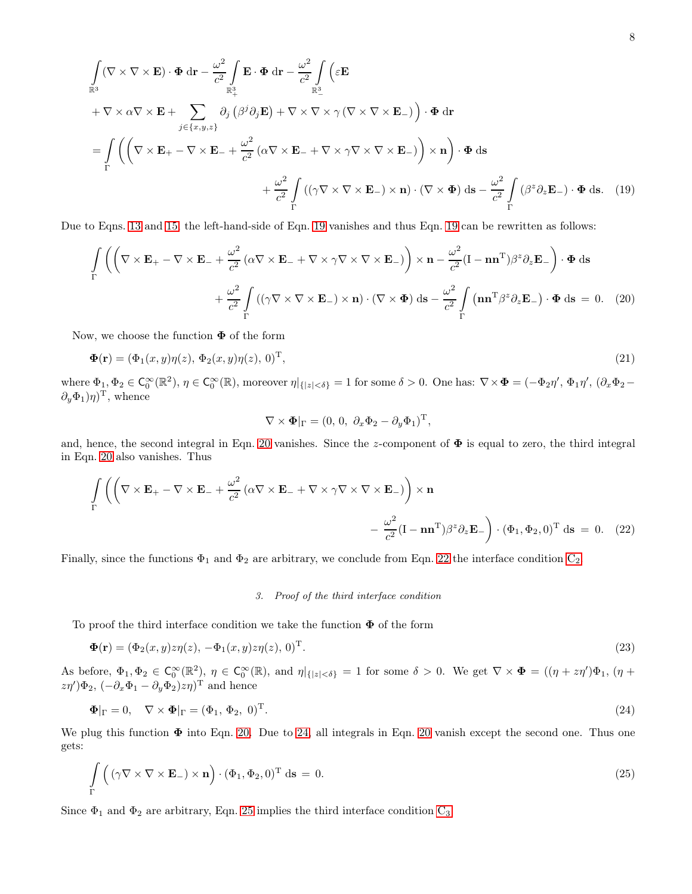$$
\begin{aligned}
&\int\limits_{\mathbb{R}^3} (\nabla\times\nabla\times\mathbf{E})\cdot\boldsymbol{\Phi}\,\mathrm{d}\mathbf{r} - \frac{\omega^2}{c^2}\int\limits_{\mathbb{R}^3_+}\mathbf{E}\cdot\boldsymbol{\Phi}\,\mathrm{d}\mathbf{r} - \frac{\omega^2}{c^2}\int\limits_{\mathbb{R}^3_-}\Big(\varepsilon\mathbf{E} \\
&\quad + \nabla\times\alpha\nabla\times\mathbf{E} + \sum_{j\in\{x,y,z\}}\partial_j\left(\beta^j\partial_j\mathbf{E}\right) + \nabla\times\nabla\times\gamma\left(\nabla\times\nabla\times\mathbf{E}_-\right)\Big)\cdot\boldsymbol{\Phi}\,\mathrm{d}\mathbf{r} \\
&= \int\limits_{\Gamma}\bigg(\Big(\nabla\times\mathbf{E}_+ - \nabla\times\mathbf{E}_- + \frac{\omega^2}{c^2}\left(\alpha\nabla\times\mathbf{E}_- + \nabla\times\gamma\nabla\times\nabla\times\mathbf{E}_-\right)\Big)\times\mathbf{n}\bigg)\cdot\boldsymbol{\Phi}\,\mathrm{d}\mathbf{s} \\
&\qquad + \frac{\omega^2}{c^2}\int\limits_{\Gamma}\left((\gamma\nabla\times\nabla\times\mathbf{E}_-)\times\mathbf{n}\right)\cdot(\nabla\times\boldsymbol{\Phi})\,\mathrm{d}\mathbf{s} - \frac{\omega^2}{c^2}\int\limits_{\Gamma}\left(\beta^z\partial_z\mathbf{E}_-\right)\cdot\boldsymbol{\Phi}\,\mathrm{d}\mathbf{s}. \qquad (19)
\end{aligned}
$$

Due to Eqns. 13 and 15, the left-hand-side of Eqn. 19 vanishes and thus Eqn. 19 can be rewritten as follows:

$$
\begin{aligned}
&\int\limits_{\Gamma}\bigg(\Big(\nabla\times\mathbf{E}_+ - \nabla\times\mathbf{E}_- + \frac{\omega^2}{c^2}\left(\alpha\nabla\times\mathbf{E}_- + \nabla\times\gamma\nabla\times\nabla\times\mathbf{E}_-\right)\Big)\times\mathbf{n} - \frac{\omega^2}{c^2}(\mathrm{I}-\mathbf{n}\mathbf{n}^{\mathrm{T}})\beta^z\partial_z\mathbf{E}_-\bigg)\cdot\boldsymbol{\Phi}\,\mathrm{d}\mathbf{s} \\
&\qquad + \frac{\omega^2}{c^2}\int\limits_{\Gamma}\left((\gamma\nabla\times\nabla\times\mathbf{E}_-)\times\mathbf{n}\right)\cdot(\nabla\times\boldsymbol{\Phi})\,\mathrm{d}\mathbf{s} - \frac{\omega^2}{c^2}\int\limits_{\Gamma}\left(\mathbf{n}\mathbf{n}^{\mathrm{T}}\beta^z\partial_z\mathbf{E}_-\right)\cdot\boldsymbol{\Phi}\,\mathrm{d}\mathbf{s} = 0. \qquad (20)
\end{aligned}
$$

Now, we choose the function $\boldsymbol{\Phi}$ of the form

$$
\boldsymbol{\Phi}(\mathbf{r}) = (\Phi_1(x,y)\eta(z),\ \Phi_2(x,y)\eta(z),\ 0)^{\mathrm{T}}, \qquad (21)
$$

where $\Phi_1, \Phi_2 \in \mathsf{C}_0^\infty(\mathbb{R}^2)$, $\eta\in\mathsf{C}_0^\infty(\mathbb{R})$, moreover $\eta|_{\{|z|<\delta\}} = 1$ for some $\delta > 0$. One has: $\nabla\times\boldsymbol{\Phi} = (-\Phi_2\eta',\ \Phi_1\eta',\ (\partial_x\Phi_2 - \partial_y\Phi_1)\eta)^{\mathrm{T}}$, whence

$$
\nabla\times\boldsymbol{\Phi}|_\Gamma = (0,\ 0,\ \partial_x\Phi_2 - \partial_y\Phi_1)^{\mathrm{T}},
$$

and, hence, the second integral in Eqn. 20 vanishes. Since the $z$-component of $\boldsymbol{\Phi}$ is equal to zero, the third integral in Eqn. 20 also vanishes. Thus

$$
\begin{aligned}
&\int\limits_{\Gamma}\bigg(\Big(\nabla\times\mathbf{E}_+ - \nabla\times\mathbf{E}_- + \frac{\omega^2}{c^2}\left(\alpha\nabla\times\mathbf{E}_- + \nabla\times\gamma\nabla\times\nabla\times\mathbf{E}_-\right)\Big)\times\mathbf{n} \\
&\qquad - \frac{\omega^2}{c^2}(\mathrm{I}-\mathbf{n}\mathbf{n}^{\mathrm{T}})\beta^z\partial_z\mathbf{E}_-\bigg)\cdot(\Phi_1,\Phi_2,0)^{\mathrm{T}}\,\mathrm{d}\mathbf{s} = 0. \qquad (22)
\end{aligned}
$$

Finally, since the functions $\Phi_1$ and $\Phi_2$ are arbitrary, we conclude from Eqn. 22 the interface condition $\mathrm{C}_2$.

### 3. *Proof of the third interface condition*

To proof the third interface condition we take the function $\boldsymbol{\Phi}$ of the form

$$
\boldsymbol{\Phi}(\mathbf{r}) = (\Phi_2(x,y)z\eta(z),\ -\Phi_1(x,y)z\eta(z),\ 0)^{\mathrm{T}}. \qquad (23)
$$

As before, $\Phi_1, \Phi_2 \in \mathsf{C}_0^\infty(\mathbb{R}^2)$, $\eta\in\mathsf{C}_0^\infty(\mathbb{R})$, and $\eta|_{\{|z|<\delta\}} = 1$ for some $\delta > 0$. We get $\nabla\times\boldsymbol{\Phi} = ((\eta + z\eta')\Phi_1,\ (\eta + z\eta')\Phi_2,\ (-\partial_x\Phi_1 - \partial_y\Phi_2)z\eta)^{\mathrm{T}}$ and hence

$$
\boldsymbol{\Phi}|_\Gamma = 0, \quad \nabla\times\boldsymbol{\Phi}|_\Gamma = (\Phi_1,\ \Phi_2,\ 0)^{\mathrm{T}}. \qquad (24)
$$

We plug this function $\boldsymbol{\Phi}$ into Eqn. 20. Due to 24, all integrals in Eqn. 20 vanish except the second one. Thus one gets:

$$
\int\limits_{\Gamma}\Big((\gamma\nabla\times\nabla\times\mathbf{E}_-)\times\mathbf{n}\Big)\cdot(\Phi_1,\Phi_2,0)^{\mathrm{T}}\,\mathrm{d}\mathbf{s} = 0. \qquad (25)
$$

Since $\Phi_1$ and $\Phi_2$ are arbitrary, Eqn. 25 implies the third interface condition $\mathrm{C}_3$.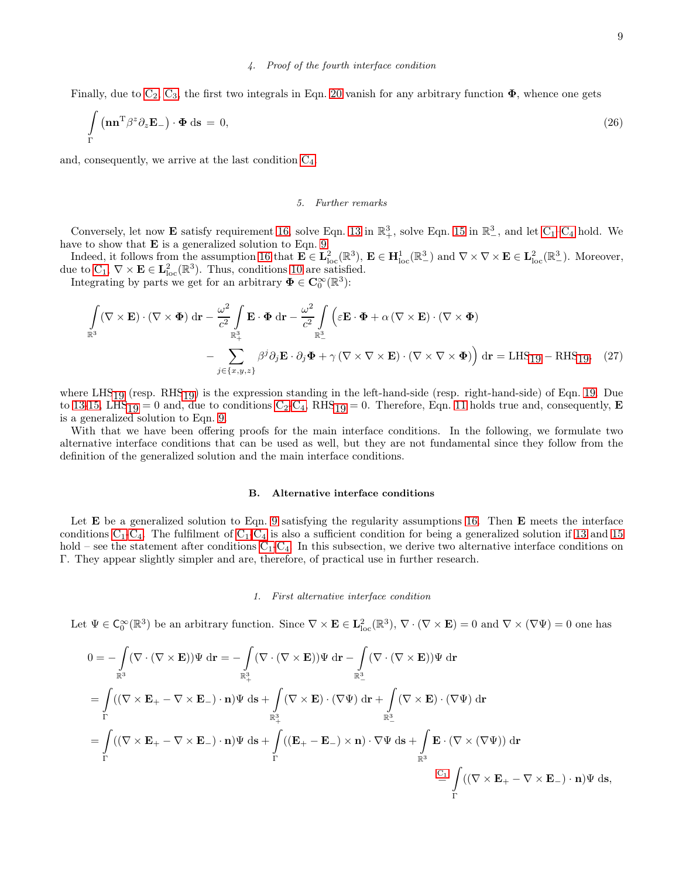#### 4. Proof of the fourth interface condition

Finally, due to C2, C3, the first two integrals in Eqn. 20 vanish for any arbitrary function $\mathbf{\Phi}$, whence one gets

$$\int\limits_{\Gamma} \left(\mathbf{n}\mathbf{n}^{\mathrm{T}}\beta^{z}\partial_{z}\mathbf{E}_{-}\right)\cdot\mathbf{\Phi}\;\mathrm{d}\mathbf{s}\;=\;0, \tag{26}$$

and, consequently, we arrive at the last condition C4.

#### 5. Further remarks

Conversely, let now $\mathbf{E}$ satisfy requirement 16, solve Eqn. 13 in $\mathbb{R}^3_+$, solve Eqn. 15 in $\mathbb{R}^3_-$, and let C1–C4 hold. We have to show that $\mathbf{E}$ is a generalized solution to Eqn. 9.

Indeed, it follows from the assumption 16 that $\mathbf{E}\in\mathbf{L}^2_{\mathrm{loc}}(\mathbb{R}^3)$, $\mathbf{E}\in\mathbf{H}^1_{\mathrm{loc}}(\mathbb{R}^3_-)$ and $\nabla\times\nabla\times\mathbf{E}\in\mathbf{L}^2_{\mathrm{loc}}(\mathbb{R}^3_-)$. Moreover, due to C1, $\nabla\times\mathbf{E}\in\mathbf{L}^2_{\mathrm{loc}}(\mathbb{R}^3)$. Thus, conditions 10 are satisfied.

Integrating by parts we get for an arbitrary $\mathbf{\Phi}\in\mathbf{C}^\infty_0(\mathbb{R}^3)$:

$$\begin{aligned}\int\limits_{\mathbb{R}^3}(\nabla\times\mathbf{E})\cdot(\nabla\times\mathbf{\Phi})\;\mathrm{d}\mathbf{r}-\frac{\omega^2}{c^2}\int\limits_{\mathbb{R}^3_+}\mathbf{E}\cdot\mathbf{\Phi}\;\mathrm{d}\mathbf{r}-\frac{\omega^2}{c^2}\int\limits_{\mathbb{R}^3_-}\Big(\varepsilon\mathbf{E}\cdot\mathbf{\Phi}+\alpha\,(\nabla\times\mathbf{E})\cdot(\nabla\times\mathbf{\Phi})\\ -\sum_{j\in\{x,y,z\}}\beta^{j}\partial_j\mathbf{E}\cdot\partial_j\mathbf{\Phi}+\gamma\,(\nabla\times\nabla\times\mathbf{E})\cdot(\nabla\times\nabla\times\mathbf{\Phi})\Big)\;\mathrm{d}\mathbf{r}=\mathrm{LHS}_{19}-\mathrm{RHS}_{19},\end{aligned} \tag{27}$$

where $\mathrm{LHS}_{19}$ (resp. $\mathrm{RHS}_{19}$) is the expression standing in the left-hand-side (resp. right-hand-side) of Eqn. 19. Due to 13-15, $\mathrm{LHS}_{19}=0$ and, due to conditions C2-C4, $\mathrm{RHS}_{19}=0$. Therefore, Eqn. 11 holds true and, consequently, $\mathbf{E}$ is a generalized solution to Eqn. 9.

With that we have been offering proofs for the main interface conditions. In the following, we formulate two alternative interface conditions that can be used as well, but they are not fundamental since they follow from the definition of the generalized solution and the main interface conditions.

### B. Alternative interface conditions

Let $\mathbf{E}$ be a generalized solution to Eqn. 9 satisfying the regularity assumptions 16. Then $\mathbf{E}$ meets the interface conditions C1-C4. The fulfilment of C1-C4 is also a sufficient condition for being a generalized solution if 13 and 15 hold – see the statement after conditions C1-C4. In this subsection, we derive two alternative interface conditions on $\Gamma$. They appear slightly simpler and are, therefore, of practical use in further research.

#### 1. First alternative interface condition

Let $\Psi\in\mathsf{C}^\infty_0(\mathbb{R}^3)$ be an arbitrary function. Since $\nabla\times\mathbf{E}\in\mathbf{L}^2_{\mathrm{loc}}(\mathbb{R}^3)$, $\nabla\cdot(\nabla\times\mathbf{E})=0$ and $\nabla\times(\nabla\Psi)=0$ one has

$$\begin{aligned}0&=-\int\limits_{\mathbb{R}^3}(\nabla\cdot(\nabla\times\mathbf{E}))\Psi\;\mathrm{d}\mathbf{r}=-\int\limits_{\mathbb{R}^3_+}(\nabla\cdot(\nabla\times\mathbf{E}))\Psi\;\mathrm{d}\mathbf{r}-\int\limits_{\mathbb{R}^3_-}(\nabla\cdot(\nabla\times\mathbf{E}))\Psi\;\mathrm{d}\mathbf{r}\\ &=\int\limits_{\Gamma}((\nabla\times\mathbf{E}_+-\nabla\times\mathbf{E}_-)\cdot\mathbf{n})\Psi\;\mathrm{d}\mathbf{s}+\int\limits_{\mathbb{R}^3_+}(\nabla\times\mathbf{E})\cdot(\nabla\Psi)\;\mathrm{d}\mathbf{r}+\int\limits_{\mathbb{R}^3_-}(\nabla\times\mathbf{E})\cdot(\nabla\Psi)\;\mathrm{d}\mathbf{r}\\ &=\int\limits_{\Gamma}((\nabla\times\mathbf{E}_+-\nabla\times\mathbf{E}_-)\cdot\mathbf{n})\Psi\;\mathrm{d}\mathbf{s}+\int\limits_{\Gamma}((\mathbf{E}_+-\mathbf{E}_-)\times\mathbf{n})\cdot\nabla\Psi\;\mathrm{d}\mathbf{s}+\int\limits_{\mathbb{R}^3}\mathbf{E}\cdot(\nabla\times(\nabla\Psi))\;\mathrm{d}\mathbf{r}\\ &\overset{\mathrm{C}_1}{=}\int\limits_{\Gamma}((\nabla\times\mathbf{E}_+-\nabla\times\mathbf{E}_-)\cdot\mathbf{n})\Psi\;\mathrm{d}\mathbf{s},\end{aligned}$$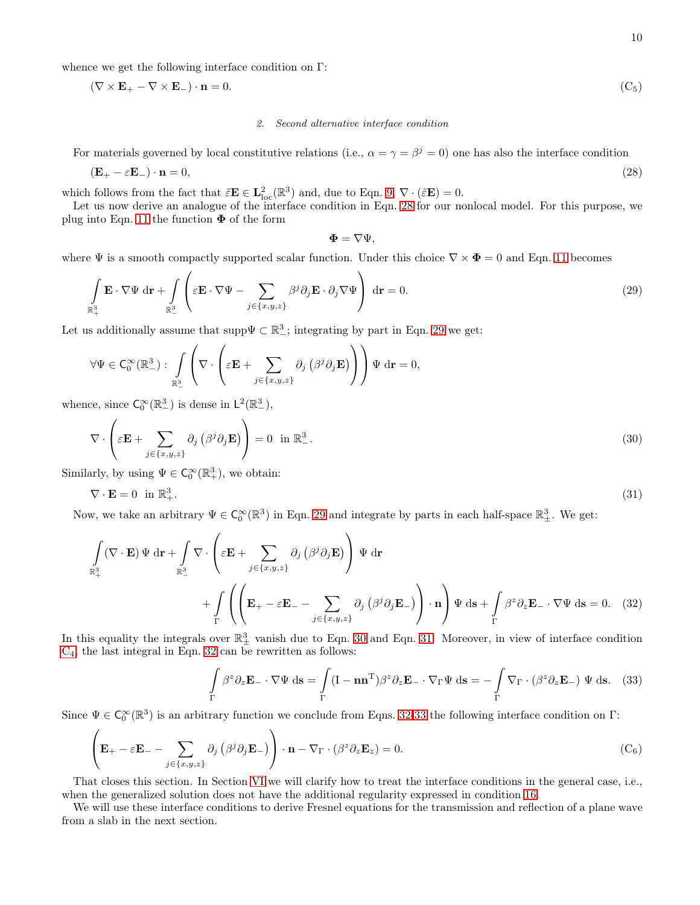whence we get the following interface condition on $\Gamma$:

$$(\nabla \times \mathbf{E}_+ - \nabla \times \mathbf{E}_-) \cdot \mathbf{n} = 0. \tag{C$_5$}$$

### 2. Second alternative interface condition

For materials governed by local constitutive relations (i.e., $\alpha = \gamma = \beta^j = 0$) one has also the interface condition

$$(\mathbf{E}_+ - \varepsilon \mathbf{E}_-) \cdot \mathbf{n} = 0, \tag{28}$$

which follows from the fact that $\tilde{\varepsilon}\mathbf{E} \in \mathbf{L}^2_{\text{loc}}(\mathbb{R}^3)$ and, due to Eqn. 9, $\nabla \cdot (\tilde{\varepsilon}\mathbf{E}) = 0$.

Let us now derive an analogue of the interface condition in Eqn. 28 for our nonlocal model. For this purpose, we plug into Eqn. 11 the function $\mathbf{\Phi}$ of the form

$$\mathbf{\Phi} = \nabla \Psi,$$

where $\Psi$ is a smooth compactly supported scalar function. Under this choice $\nabla \times \mathbf{\Phi} = 0$ and Eqn. 11 becomes

$$\int_{\mathbb{R}^3_+} \mathbf{E} \cdot \nabla \Psi \, \mathrm{d}\mathbf{r} + \int_{\mathbb{R}^3_-} \left( \varepsilon \mathbf{E} \cdot \nabla \Psi - \sum_{j \in \{x,y,z\}} \beta^j \partial_j \mathbf{E} \cdot \partial_j \nabla \Psi \right) \, \mathrm{d}\mathbf{r} = 0. \tag{29}$$

Let us additionally assume that $\operatorname{supp}\Psi \subset \mathbb{R}^3_-$; integrating by part in Eqn. 29 we get:

$$\forall \Psi \in \mathsf{C}^\infty_0(\mathbb{R}^3_-) : \int_{\mathbb{R}^3_-} \left( \nabla \cdot \left( \varepsilon \mathbf{E} + \sum_{j \in \{x,y,z\}} \partial_j \left( \beta^j \partial_j \mathbf{E} \right) \right) \right) \Psi \, \mathrm{d}\mathbf{r} = 0,$$

whence, since $\mathsf{C}^\infty_0(\mathbb{R}^3_-)$ is dense in $\mathsf{L}^2(\mathbb{R}^3_-)$,

$$\nabla \cdot \left( \varepsilon \mathbf{E} + \sum_{j \in \{x,y,z\}} \partial_j \left( \beta^j \partial_j \mathbf{E} \right) \right) = 0 \ \text{ in } \mathbb{R}^3_-. \tag{30}$$

Similarly, by using $\Psi \in \mathsf{C}^\infty_0(\mathbb{R}^3_+)$, we obtain:

$$\nabla \cdot \mathbf{E} = 0 \ \text{ in } \mathbb{R}^3_+. \tag{31}$$

Now, we take an arbitrary $\Psi \in \mathsf{C}^\infty_0(\mathbb{R}^3)$ in Eqn. 29 and integrate by parts in each half-space $\mathbb{R}^3_\pm$. We get:

$$\int_{\mathbb{R}^3_+} (\nabla \cdot \mathbf{E}) \, \Psi \, \mathrm{d}\mathbf{r} + \int_{\mathbb{R}^3_-} \nabla \cdot \left( \varepsilon \mathbf{E} + \sum_{j \in \{x,y,z\}} \partial_j \left( \beta^j \partial_j \mathbf{E} \right) \right) \Psi \, \mathrm{d}\mathbf{r}$$
$$+ \int_\Gamma \left( \left( \mathbf{E}_+ - \varepsilon \mathbf{E}_- - \sum_{j \in \{x,y,z\}} \partial_j \left( \beta^j \partial_j \mathbf{E}_- \right) \right) \cdot \mathbf{n} \right) \Psi \, \mathrm{d}\mathbf{s} + \int_\Gamma \beta^z \partial_z \mathbf{E}_- \cdot \nabla \Psi \, \mathrm{d}\mathbf{s} = 0. \tag{32}$$

In this equality the integrals over $\mathbb{R}^3_\pm$ vanish due to Eqn. 30 and Eqn. 31. Moreover, in view of interface condition C$_4$, the last integral in Eqn. 32 can be rewritten as follows:

$$\int_\Gamma \beta^z \partial_z \mathbf{E}_- \cdot \nabla \Psi \, \mathrm{d}\mathbf{s} = \int_\Gamma (\mathrm{I} - \mathbf{n}\mathbf{n}^{\mathrm{T}}) \beta^z \partial_z \mathbf{E}_- \cdot \nabla_\Gamma \Psi \, \mathrm{d}\mathbf{s} = -\int_\Gamma \nabla_\Gamma \cdot \left( \beta^z \partial_z \mathbf{E}_- \right) \Psi \, \mathrm{d}\mathbf{s}. \tag{33}$$

Since $\Psi \in \mathsf{C}^\infty_0(\mathbb{R}^3)$ is an arbitrary function we conclude from Eqns. 32-33 the following interface condition on $\Gamma$:

$$\left( \mathbf{E}_+ - \varepsilon \mathbf{E}_- - \sum_{j \in \{x,y,z\}} \partial_j \left( \beta^j \partial_j \mathbf{E}_- \right) \right) \cdot \mathbf{n} - \nabla_\Gamma \cdot \left( \beta^z \partial_z \mathbf{E}_z \right) = 0. \tag{C$_6$}$$

That closes this section. In Section VI we will clarify how to treat the interface conditions in the general case, i.e., when the generalized solution does not have the additional regularity expressed in condition 16.

We will use these interface conditions to derive Fresnel equations for the transmission and reflection of a plane wave from a slab in the next section.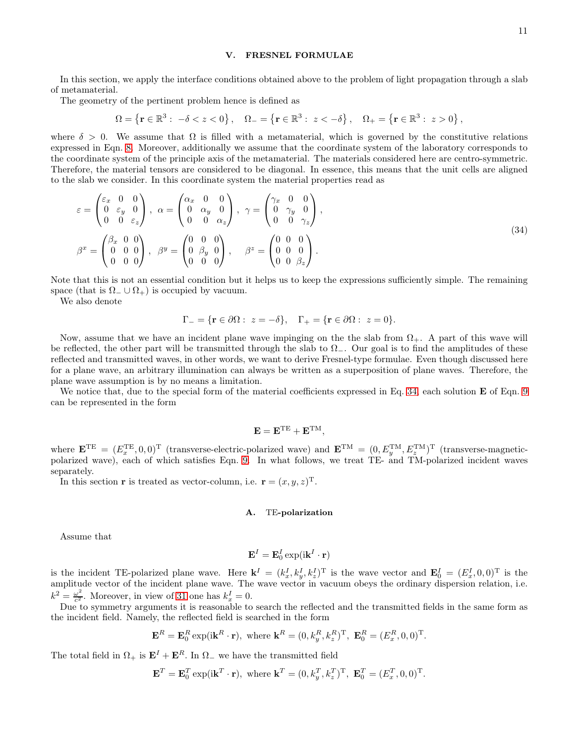## V. FRESNEL FORMULAE

In this section, we apply the interface conditions obtained above to the problem of light propagation through a slab of metamaterial.

The geometry of the pertinent problem hence is defined as

$$\Omega = \left\{\mathbf{r} \in \mathbb{R}^3 : \; -\delta < z < 0\right\}, \quad \Omega_- = \left\{\mathbf{r} \in \mathbb{R}^3 : \; z < -\delta\right\}, \quad \Omega_+ = \left\{\mathbf{r} \in \mathbb{R}^3 : \; z > 0\right\},$$

where $\delta > 0$. We assume that $\Omega$ is filled with a metamaterial, which is governed by the constitutive relations expressed in Eqn. 8. Moreover, additionally we assume that the coordinate system of the laboratory corresponds to the coordinate system of the principle axis of the metamaterial. The materials considered here are centro-symmetric. Therefore, the material tensors are considered to be diagonal. In essence, this means that the unit cells are aligned to the slab we consider. In this coordinate system the material properties read as

$$\begin{aligned}
&\varepsilon = \begin{pmatrix} \varepsilon_x & 0 & 0 \\ 0 & \varepsilon_y & 0 \\ 0 & 0 & \varepsilon_z \end{pmatrix}, \; \alpha = \begin{pmatrix} \alpha_x & 0 & 0 \\ 0 & \alpha_y & 0 \\ 0 & 0 & \alpha_z \end{pmatrix}, \; \gamma = \begin{pmatrix} \gamma_x & 0 & 0 \\ 0 & \gamma_y & 0 \\ 0 & 0 & \gamma_z \end{pmatrix}, \\
&\beta^x = \begin{pmatrix} \beta_x & 0 & 0 \\ 0 & 0 & 0 \\ 0 & 0 & 0 \end{pmatrix}, \; \beta^y = \begin{pmatrix} 0 & 0 & 0 \\ 0 & \beta_y & 0 \\ 0 & 0 & 0 \end{pmatrix}, \quad \beta^z = \begin{pmatrix} 0 & 0 & 0 \\ 0 & 0 & 0 \\ 0 & 0 & \beta_z \end{pmatrix}.
\end{aligned} \tag{34}$$

Note that this is not an essential condition but it helps us to keep the expressions sufficiently simple. The remaining space (that is $\Omega_- \cup \Omega_+$) is occupied by vacuum.

We also denote

$$\Gamma_- = \{\mathbf{r} \in \partial\Omega : \; z = -\delta\}, \quad \Gamma_+ = \{\mathbf{r} \in \partial\Omega : \; z = 0\}.$$

Now, assume that we have an incident plane wave impinging on the the slab from $\Omega_+$. A part of this wave will be reflected, the other part will be transmitted through the slab to $\Omega_-$. Our goal is to find the amplitudes of these reflected and transmitted waves, in other words, we want to derive Fresnel-type formulae. Even though discussed here for a plane wave, an arbitrary illumination can always be written as a superposition of plane waves. Therefore, the plane wave assumption is by no means a limitation.

We notice that, due to the special form of the material coefficients expressed in Eq. 34, each solution $\mathbf{E}$ of Eqn. 9 can be represented in the form

$$\mathbf{E} = \mathbf{E}^{\mathrm{TE}} + \mathbf{E}^{\mathrm{TM}},$$

where $\mathbf{E}^{\mathrm{TE}} = (E_x^{\mathrm{TE}}, 0, 0)^{\mathrm{T}}$ (transverse-electric-polarized wave) and $\mathbf{E}^{\mathrm{TM}} = (0, E_y^{\mathrm{TM}}, E_z^{\mathrm{TM}})^{\mathrm{T}}$ (transverse-magnetic-polarized wave), each of which satisfies Eqn. 9. In what follows, we treat TE- and TM-polarized incident waves separately.

In this section $\mathbf{r}$ is treated as vector-column, i.e. $\mathbf{r} = (x, y, z)^{\mathrm{T}}$.

### A. TE-polarization

Assume that

$$\mathbf{E}^I = \mathbf{E}_0^I \exp(\mathrm{i}\mathbf{k}^I \cdot \mathbf{r})$$

is the incident TE-polarized plane wave. Here $\mathbf{k}^I = (k_x^I, k_y^I, k_z^I)^{\mathrm{T}}$ is the wave vector and $\mathbf{E}_0^I = (E_x^I, 0, 0)^{\mathrm{T}}$ is the amplitude vector of the incident plane wave. The wave vector in vacuum obeys the ordinary dispersion relation, i.e. $k^2 = \frac{\omega^2}{c^2}$. Moreover, in view of 31 one has $k_x^I = 0$.

Due to symmetry arguments it is reasonable to search the reflected and the transmitted fields in the same form as the incident field. Namely, the reflected field is searched in the form

$$\mathbf{E}^R = \mathbf{E}_0^R \exp(\mathrm{i}\mathbf{k}^R \cdot \mathbf{r}), \text{ where } \mathbf{k}^R = (0, k_y^R, k_z^R)^{\mathrm{T}}, \; \mathbf{E}_0^R = (E_x^R, 0, 0)^{\mathrm{T}}.$$

The total field in $\Omega_+$ is $\mathbf{E}^I + \mathbf{E}^R$. In $\Omega_-$ we have the transmitted field

$$\mathbf{E}^T = \mathbf{E}_0^T \exp(\mathrm{i}\mathbf{k}^T \cdot \mathbf{r}), \text{ where } \mathbf{k}^T = (0, k_y^T, k_z^T)^{\mathrm{T}}, \; \mathbf{E}_0^T = (E_x^T, 0, 0)^{\mathrm{T}}.$$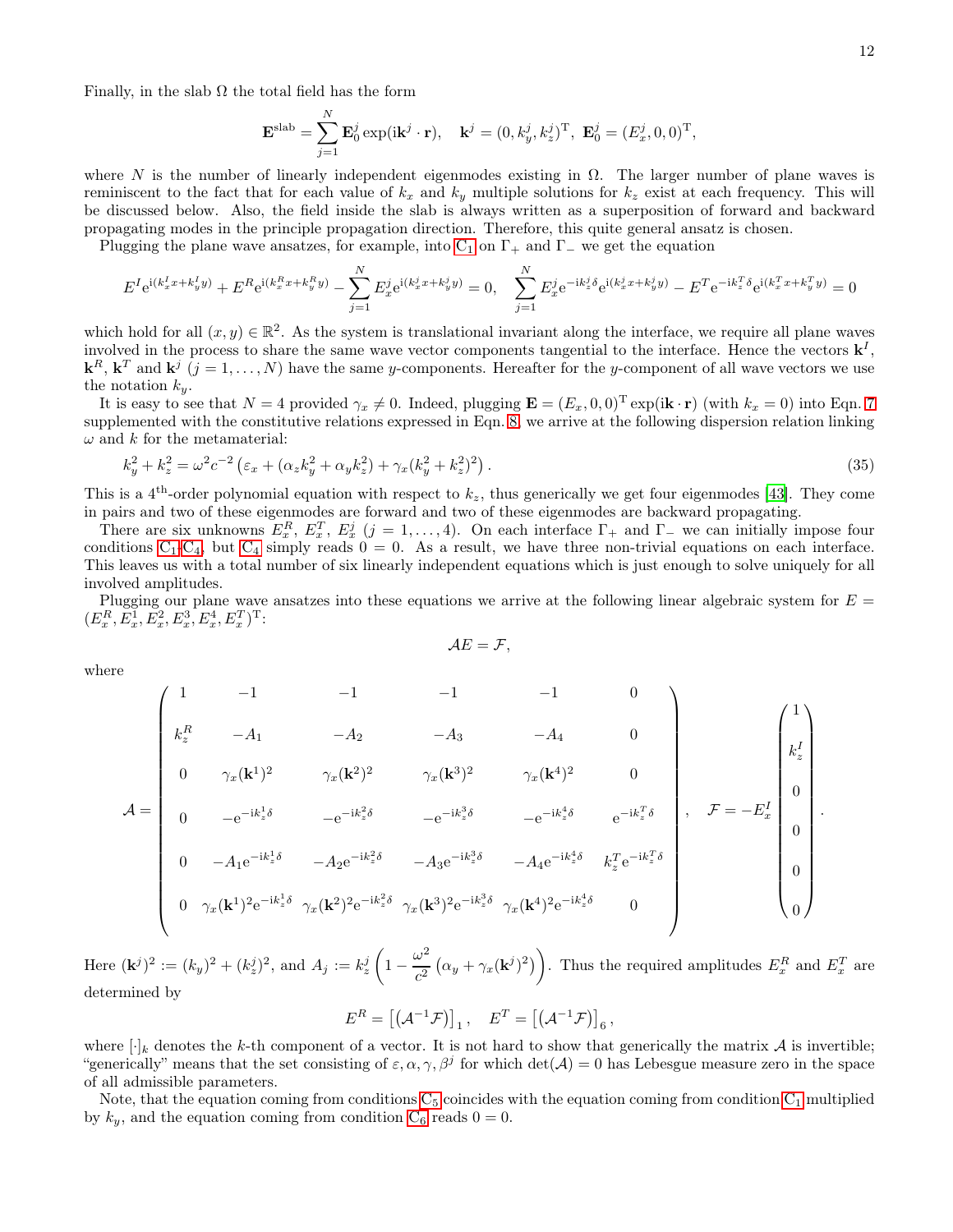Finally, in the slab $\Omega$ the total field has the form

$$\mathbf{E}^{\text{slab}} = \sum_{j=1}^{N} \mathbf{E}_0^j \exp(\mathrm{i}\mathbf{k}^j \cdot \mathbf{r}), \quad \mathbf{k}^j = (0, k_y^j, k_z^j)^{\mathrm{T}}, \ \mathbf{E}_0^j = (E_x^j, 0, 0)^{\mathrm{T}},$$

where $N$ is the number of linearly independent eigenmodes existing in $\Omega$. The larger number of plane waves is reminiscent to the fact that for each value of $k_x$ and $k_y$ multiple solutions for $k_z$ exist at each frequency. This will be discussed below. Also, the field inside the slab is always written as a superposition of forward and backward propagating modes in the principle propagation direction. Therefore, this quite general ansatz is chosen.

Plugging the plane wave ansatzes, for example, into C1 on $\Gamma_+$ and $\Gamma_-$ we get the equation

$$E^I \mathrm{e}^{\mathrm{i}(k_x^I x + k_y^I y)} + E^R \mathrm{e}^{\mathrm{i}(k_x^R x + k_y^R y)} - \sum_{j=1}^{N} E_x^j \mathrm{e}^{\mathrm{i}(k_x^j x + k_y^j y)} = 0, \quad \sum_{j=1}^{N} E_x^j \mathrm{e}^{-\mathrm{i}k_z^j \delta} \mathrm{e}^{\mathrm{i}(k_x^j x + k_y^j y)} - E^T \mathrm{e}^{-\mathrm{i}k_z^T \delta} \mathrm{e}^{\mathrm{i}(k_x^T x + k_y^T y)} = 0$$

which hold for all $(x, y) \in \mathbb{R}^2$. As the system is translational invariant along the interface, we require all plane waves involved in the process to share the same wave vector components tangential to the interface. Hence the vectors $\mathbf{k}^I$, $\mathbf{k}^R$, $\mathbf{k}^T$ and $\mathbf{k}^j$ ($j = 1, \ldots, N$) have the same $y$-components. Hereafter for the $y$-component of all wave vectors we use the notation $k_y$.

It is easy to see that $N = 4$ provided $\gamma_x \neq 0$. Indeed, plugging $\mathbf{E} = (E_x, 0, 0)^{\mathrm{T}} \exp(\mathrm{i}\mathbf{k} \cdot \mathbf{r})$ (with $k_x = 0$) into Eqn. 7 supplemented with the constitutive relations expressed in Eqn. 8, we arrive at the following dispersion relation linking $\omega$ and $k$ for the metamaterial:

$$k_y^2 + k_z^2 = \omega^2 c^{-2} \left( \varepsilon_x + (\alpha_z k_y^2 + \alpha_y k_z^2) + \gamma_x (k_y^2 + k_z^2)^2 \right). \tag{35}$$

This is a $4^{\text{th}}$-order polynomial equation with respect to $k_z$, thus generically we get four eigenmodes [43]. They come in pairs and two of these eigenmodes are forward and two of these eigenmodes are backward propagating.

There are six unknowns $E_x^R$, $E_x^T$, $E_x^j$ ($j = 1, \ldots, 4$). On each interface $\Gamma_+$ and $\Gamma_-$ we can initially impose four conditions C1-C4, but C4 simply reads $0 = 0$. As a result, we have three non-trivial equations on each interface. This leaves us with a total number of six linearly independent equations which is just enough to solve uniquely for all involved amplitudes.

Plugging our plane wave ansatzes into these equations we arrive at the following linear algebraic system for $E = (E_x^R, E_x^1, E_x^2, E_x^3, E_x^4, E_x^T)^{\mathrm{T}}$:

$$\mathcal{A}E = \mathcal{F},$$

where

$$\mathcal{A} = \begin{pmatrix} 1 & -1 & -1 & -1 & -1 & 0 \\ k_z^R & -A_1 & -A_2 & -A_3 & -A_4 & 0 \\ 0 & \gamma_x(\mathbf{k}^1)^2 & \gamma_x(\mathbf{k}^2)^2 & \gamma_x(\mathbf{k}^3)^2 & \gamma_x(\mathbf{k}^4)^2 & 0 \\ 0 & -\mathrm{e}^{-\mathrm{i}k_z^1\delta} & -\mathrm{e}^{-\mathrm{i}k_z^2\delta} & -\mathrm{e}^{-\mathrm{i}k_z^3\delta} & -\mathrm{e}^{-\mathrm{i}k_z^4\delta} & \mathrm{e}^{-\mathrm{i}k_z^T\delta} \\ 0 & -A_1\mathrm{e}^{-\mathrm{i}k_z^1\delta} & -A_2\mathrm{e}^{-\mathrm{i}k_z^2\delta} & -A_3\mathrm{e}^{-\mathrm{i}k_z^3\delta} & -A_4\mathrm{e}^{-\mathrm{i}k_z^4\delta} & k_z^T\mathrm{e}^{-\mathrm{i}k_z^T\delta} \\ 0 & \gamma_x(\mathbf{k}^1)^2\mathrm{e}^{-\mathrm{i}k_z^1\delta} & \gamma_x(\mathbf{k}^2)^2\mathrm{e}^{-\mathrm{i}k_z^2\delta} & \gamma_x(\mathbf{k}^3)^2\mathrm{e}^{-\mathrm{i}k_z^3\delta} & \gamma_x(\mathbf{k}^4)^2\mathrm{e}^{-\mathrm{i}k_z^4\delta} & 0 \end{pmatrix}, \quad \mathcal{F} = -E_x^I \begin{pmatrix} 1 \\ k_z^I \\ 0 \\ 0 \\ 0 \\ 0 \end{pmatrix}.$$

Here $(\mathbf{k}^j)^2 := (k_y)^2 + (k_z^j)^2$, and $A_j := k_z^j \left( 1 - \dfrac{\omega^2}{c^2} \left( \alpha_y + \gamma_x (\mathbf{k}^j)^2 \right) \right)$. Thus the required amplitudes $E_x^R$ and $E_x^T$ are determined by

$$E^R = \left[ (\mathcal{A}^{-1}\mathcal{F}) \right]_1, \quad E^T = \left[ (\mathcal{A}^{-1}\mathcal{F}) \right]_6,$$

where $[\cdot]_k$ denotes the $k$-th component of a vector. It is not hard to show that generically the matrix $\mathcal{A}$ is invertible; "generically" means that the set consisting of $\varepsilon, \alpha, \gamma, \beta^j$ for which $\det(\mathcal{A}) = 0$ has Lebesgue measure zero in the space of all admissible parameters.

Note, that the equation coming from conditions C5 coincides with the equation coming from condition C1 multiplied by $k_y$, and the equation coming from condition C6 reads $0 = 0$.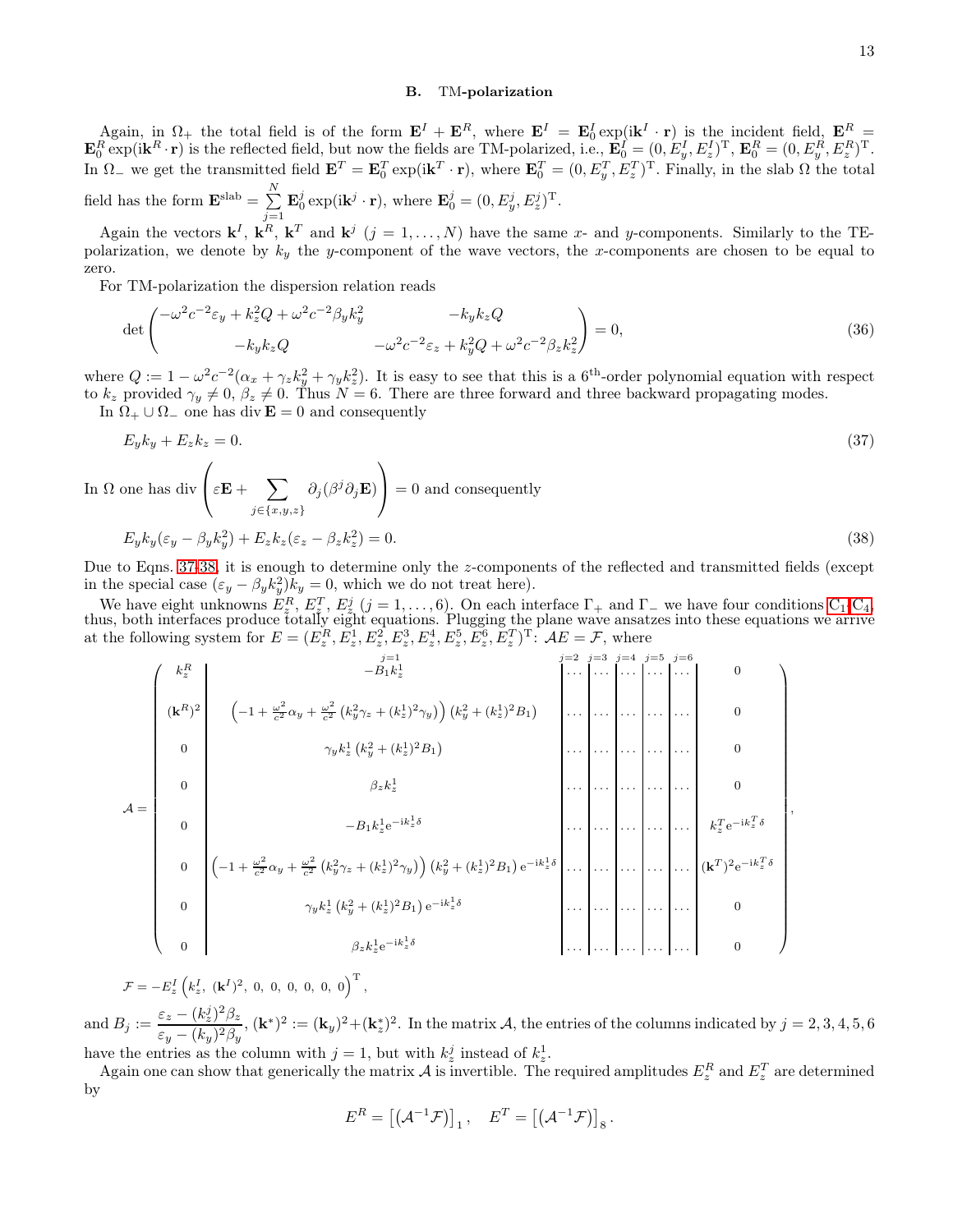### B. TM-polarization

Again, in $\Omega_+$ the total field is of the form $\mathbf{E}^I + \mathbf{E}^R$, where $\mathbf{E}^I = \mathbf{E}_0^I \exp(\mathrm{i}\mathbf{k}^I \cdot \mathbf{r})$ is the incident field, $\mathbf{E}^R = \mathbf{E}_0^R \exp(\mathrm{i}\mathbf{k}^R \cdot \mathbf{r})$ is the reflected field, but now the fields are TM-polarized, i.e., $\mathbf{E}_0^I = (0, E_y^I, E_z^I)^{\mathrm{T}}$, $\mathbf{E}_0^R = (0, E_y^R, E_z^R)^{\mathrm{T}}$. In $\Omega_-$ we get the transmitted field $\mathbf{E}^T = \mathbf{E}_0^T \exp(\mathrm{i}\mathbf{k}^T \cdot \mathbf{r})$, where $\mathbf{E}_0^T = (0, E_y^T, E_z^T)^{\mathrm{T}}$. Finally, in the slab $\Omega$ the total field has the form $\mathbf{E}^{\mathrm{slab}} = \sum_{j=1}^{N} \mathbf{E}_0^j \exp(\mathrm{i}\mathbf{k}^j \cdot \mathbf{r})$, where $\mathbf{E}_0^j = (0, E_y^j, E_z^j)^{\mathrm{T}}$.

Again the vectors $\mathbf{k}^I$, $\mathbf{k}^R$, $\mathbf{k}^T$ and $\mathbf{k}^j$ $(j = 1, \ldots, N)$ have the same $x$- and $y$-components. Similarly to the TE-polarization, we denote by $k_y$ the $y$-component of the wave vectors, the $x$-components are chosen to be equal to zero.

For TM-polarization the dispersion relation reads

$$\det \begin{pmatrix} -\omega^2 c^{-2}\varepsilon_y + k_z^2 Q + \omega^2 c^{-2}\beta_y k_y^2 & -k_y k_z Q \\ -k_y k_z Q & -\omega^2 c^{-2}\varepsilon_z + k_y^2 Q + \omega^2 c^{-2}\beta_z k_z^2 \end{pmatrix} = 0, \tag{36}$$

where $Q := 1 - \omega^2 c^{-2}(\alpha_x + \gamma_z k_y^2 + \gamma_y k_z^2)$. It is easy to see that this is a $6^{\text{th}}$-order polynomial equation with respect to $k_z$ provided $\gamma_y \neq 0$, $\beta_z \neq 0$. Thus $N = 6$. There are three forward and three backward propagating modes.

In $\Omega_+ \cup \Omega_-$ one has $\operatorname{div} \mathbf{E} = 0$ and consequently

$$E_y k_y + E_z k_z = 0. \tag{37}$$

In $\Omega$ one has $\operatorname{div}\left(\varepsilon \mathbf{E} + \sum_{j \in \{x,y,z\}} \partial_j (\beta^j \partial_j \mathbf{E})\right) = 0$ and consequently

$$E_y k_y (\varepsilon_y - \beta_y k_y^2) + E_z k_z (\varepsilon_z - \beta_z k_z^2) = 0. \tag{38}$$

Due to Eqns. 37,38, it is enough to determine only the $z$-components of the reflected and transmitted fields (except in the special case $(\varepsilon_y - \beta_y k_y^2) k_y = 0$, which we do not treat here).

We have eight unknowns $E_z^R, E_z^T, E_z^j$ $(j = 1, \ldots, 6)$. On each interface $\Gamma_+$ and $\Gamma_-$ we have four conditions C1-C4, thus, both interfaces produce totally eight equations. Plugging the plane wave ansatzes into these equations we arrive at the following system for $E = (E_z^R, E_z^1, E_z^2, E_z^3, E_z^4, E_z^5, E_z^6, E_z^T)^{\mathrm{T}}$: $\mathcal{A}E = \mathcal{F}$, where

$$\mathcal{A} = \left( \begin{array}{c|c|c|c|c|c|c|c} k_z^R & -B_1 k_z^1 & \ldots & \ldots & \ldots & \ldots & \ldots & 0 \\ (\mathbf{k}^R)^2 & \left(-1 + \frac{\omega^2}{c^2}\alpha_y + \frac{\omega^2}{c^2}\left(k_y^2 \gamma_z + (k_z^1)^2 \gamma_y\right)\right)\left(k_y^2 + (k_z^1)^2 B_1\right) & \ldots & \ldots & \ldots & \ldots & \ldots & 0 \\ 0 & \gamma_y k_z^1 \left(k_y^2 + (k_z^1)^2 B_1\right) & \ldots & \ldots & \ldots & \ldots & \ldots & 0 \\ 0 & \beta_z k_z^1 & \ldots & \ldots & \ldots & \ldots & \ldots & 0 \\ 0 & -B_1 k_z^1 \mathrm{e}^{-\mathrm{i}k_z^1 \delta} & \ldots & \ldots & \ldots & \ldots & \ldots & k_z^T \mathrm{e}^{-\mathrm{i}k_z^T \delta} \\ 0 & \left(-1 + \frac{\omega^2}{c^2}\alpha_y + \frac{\omega^2}{c^2}\left(k_y^2 \gamma_z + (k_z^1)^2 \gamma_y\right)\right)\left(k_y^2 + (k_z^1)^2 B_1\right) \mathrm{e}^{-\mathrm{i}k_z^1 \delta} & \ldots & \ldots & \ldots & \ldots & \ldots & (\mathbf{k}^T)^2 \mathrm{e}^{-\mathrm{i}k_z^T \delta} \\ 0 & \gamma_y k_z^1 \left(k_y^2 + (k_z^1)^2 B_1\right) \mathrm{e}^{-\mathrm{i}k_z^1 \delta} & \ldots & \ldots & \ldots & \ldots & \ldots & 0 \\ 0 & \beta_z k_z^1 \mathrm{e}^{-\mathrm{i}k_z^1 \delta} & \ldots & \ldots & \ldots & \ldots & \ldots & 0 \end{array} \right),$$

(the second column is $j=1$; the following columns are $j=2, 3, 4, 5, 6$)

$$\mathcal{F} = -E_z^I \left(k_z^I,\ (\mathbf{k}^I)^2,\ 0,\ 0,\ 0,\ 0,\ 0,\ 0\right)^{\mathrm{T}},$$

and $B_j := \dfrac{\varepsilon_z - (k_z^j)^2 \beta_z}{\varepsilon_y - (k_y)^2 \beta_y}$, $(\mathbf{k}^*)^2 := (\mathbf{k}_y)^2 + (\mathbf{k}_z^*)^2$. In the matrix $\mathcal{A}$, the entries of the columns indicated by $j = 2, 3, 4, 5, 6$ have the entries as the column with $j = 1$, but with $k_z^j$ instead of $k_z^1$.

Again one can show that generically the matrix $\mathcal{A}$ is invertible. The required amplitudes $E_z^R$ and $E_z^T$ are determined by

$$E^R = \left[\left(\mathcal{A}^{-1}\mathcal{F}\right)\right]_1, \quad E^T = \left[\left(\mathcal{A}^{-1}\mathcal{F}\right)\right]_8.$$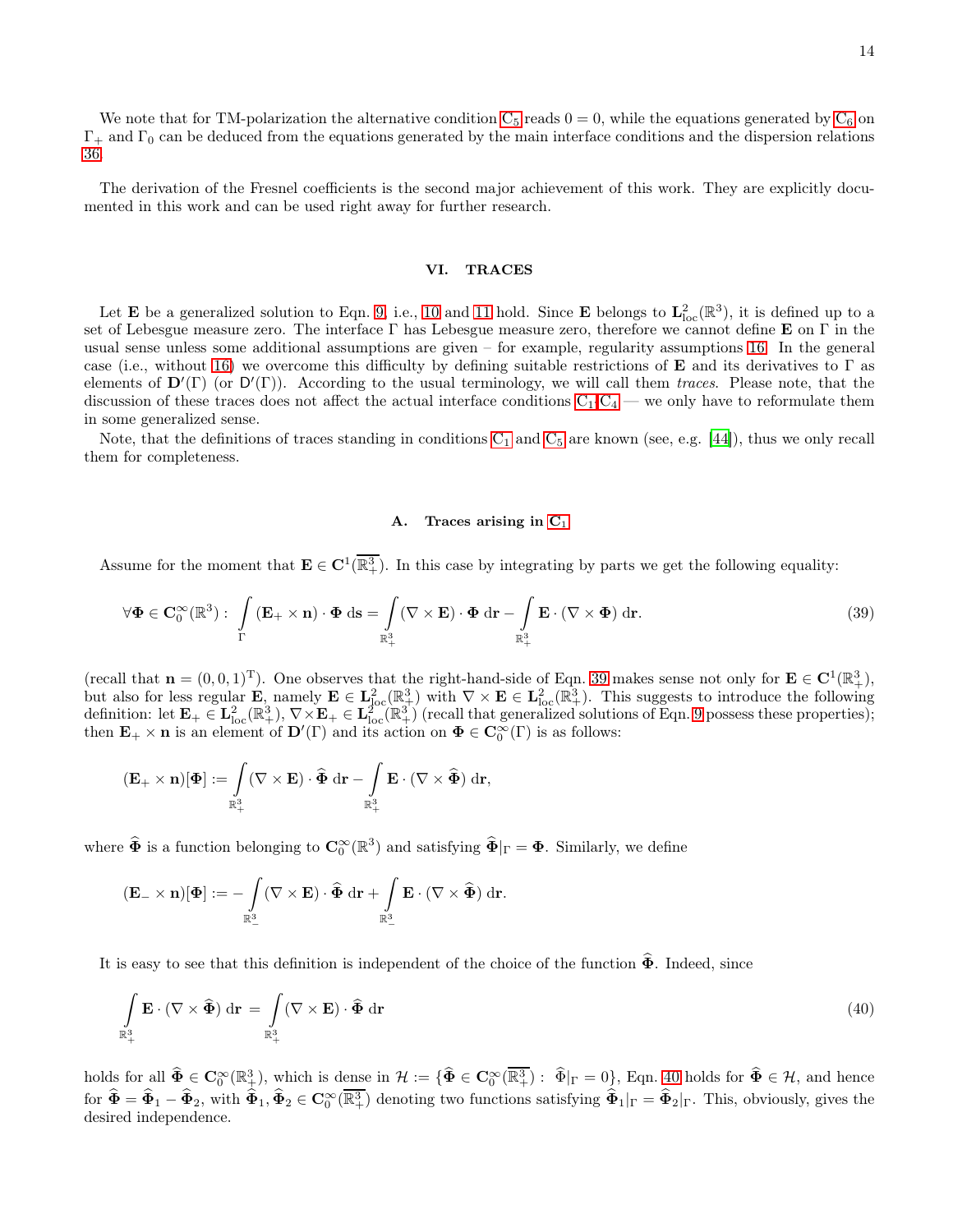We note that for TM-polarization the alternative condition C5 reads $0 = 0$, while the equations generated by C6 on $\Gamma_+$ and $\Gamma_0$ can be deduced from the equations generated by the main interface conditions and the dispersion relations 36.

The derivation of the Fresnel coefficients is the second major achievement of this work. They are explicitly documented in this work and can be used right away for further research.

## VI. TRACES

Let $\mathbf{E}$ be a generalized solution to Eqn. 9, i.e., 10 and 11 hold. Since $\mathbf{E}$ belongs to $\mathbf{L}^2_{\mathrm{loc}}(\mathbb{R}^3)$, it is defined up to a set of Lebesgue measure zero. The interface $\Gamma$ has Lebesgue measure zero, therefore we cannot define $\mathbf{E}$ on $\Gamma$ in the usual sense unless some additional assumptions are given – for example, regularity assumptions 16. In the general case (i.e., without 16) we overcome this difficulty by defining suitable restrictions of $\mathbf{E}$ and its derivatives to $\Gamma$ as elements of $\mathbf{D}'(\Gamma)$ (or $\mathrm{D}'(\Gamma)$). According to the usual terminology, we will call them *traces*. Please note, that the discussion of these traces does not affect the actual interface conditions C1-C4 — we only have to reformulate them in some generalized sense.

Note, that the definitions of traces standing in conditions C1 and C5 are known (see, e.g. [44]), thus we only recall them for completeness.

### A. Traces arising in C1

Assume for the moment that $\mathbf{E} \in \mathbf{C}^1(\overline{\mathbb{R}^3_+})$. In this case by integrating by parts we get the following equality:

$$\forall \mathbf{\Phi} \in \mathbf{C}^\infty_0(\mathbb{R}^3): \int\limits_{\Gamma} (\mathbf{E}_+ \times \mathbf{n}) \cdot \mathbf{\Phi} \, \mathrm{d}\mathbf{s} = \int\limits_{\mathbb{R}^3_+} (\nabla \times \mathbf{E}) \cdot \mathbf{\Phi} \, \mathrm{d}\mathbf{r} - \int\limits_{\mathbb{R}^3_+} \mathbf{E} \cdot (\nabla \times \mathbf{\Phi}) \, \mathrm{d}\mathbf{r}. \tag{39}$$

(recall that $\mathbf{n} = (0,0,1)^{\mathrm{T}}$). One observes that the right-hand-side of Eqn. 39 makes sense not only for $\mathbf{E} \in \mathbf{C}^1(\mathbb{R}^3_+)$, but also for less regular $\mathbf{E}$, namely $\mathbf{E} \in \mathbf{L}^2_{\mathrm{loc}}(\mathbb{R}^3_+)$ with $\nabla \times \mathbf{E} \in \mathbf{L}^2_{\mathrm{loc}}(\mathbb{R}^3_+)$. This suggests to introduce the following definition: let $\mathbf{E}_+ \in \mathbf{L}^2_{\mathrm{loc}}(\mathbb{R}^3_+)$, $\nabla \times \mathbf{E}_+ \in \mathbf{L}^2_{\mathrm{loc}}(\mathbb{R}^3_+)$ (recall that generalized solutions of Eqn. 9 possess these properties); then $\mathbf{E}_+ \times \mathbf{n}$ is an element of $\mathbf{D}'(\Gamma)$ and its action on $\mathbf{\Phi} \in \mathbf{C}^\infty_0(\Gamma)$ is as follows:

$$(\mathbf{E}_+ \times \mathbf{n})[\mathbf{\Phi}] := \int\limits_{\mathbb{R}^3_+} (\nabla \times \mathbf{E}) \cdot \widehat{\mathbf{\Phi}} \, \mathrm{d}\mathbf{r} - \int\limits_{\mathbb{R}^3_+} \mathbf{E} \cdot (\nabla \times \widehat{\mathbf{\Phi}}) \, \mathrm{d}\mathbf{r},$$

where $\widehat{\mathbf{\Phi}}$ is a function belonging to $\mathbf{C}^\infty_0(\mathbb{R}^3)$ and satisfying $\widehat{\mathbf{\Phi}}|_\Gamma = \mathbf{\Phi}$. Similarly, we define

$$(\mathbf{E}_- \times \mathbf{n})[\mathbf{\Phi}] := -\int\limits_{\mathbb{R}^3_-} (\nabla \times \mathbf{E}) \cdot \widehat{\mathbf{\Phi}} \, \mathrm{d}\mathbf{r} + \int\limits_{\mathbb{R}^3_-} \mathbf{E} \cdot (\nabla \times \widehat{\mathbf{\Phi}}) \, \mathrm{d}\mathbf{r}.$$

It is easy to see that this definition is independent of the choice of the function $\widehat{\mathbf{\Phi}}$. Indeed, since

$$\int\limits_{\mathbb{R}^3_+} \mathbf{E} \cdot (\nabla \times \widehat{\mathbf{\Phi}}) \, \mathrm{d}\mathbf{r} = \int\limits_{\mathbb{R}^3_+} (\nabla \times \mathbf{E}) \cdot \widehat{\mathbf{\Phi}} \, \mathrm{d}\mathbf{r} \tag{40}$$

holds for all $\widehat{\mathbf{\Phi}} \in \mathbf{C}^\infty_0(\mathbb{R}^3_+)$, which is dense in $\mathcal{H} := \{\widehat{\mathbf{\Phi}} \in \mathbf{C}^\infty_0(\overline{\mathbb{R}^3_+}) : \ \widehat{\Phi}|_\Gamma = 0\}$, Eqn. 40 holds for $\widehat{\mathbf{\Phi}} \in \mathcal{H}$, and hence for $\widehat{\mathbf{\Phi}} = \widehat{\mathbf{\Phi}}_1 - \widehat{\mathbf{\Phi}}_2$, with $\widehat{\mathbf{\Phi}}_1, \widehat{\mathbf{\Phi}}_2 \in \mathbf{C}^\infty_0(\overline{\mathbb{R}^3_+})$ denoting two functions satisfying $\widehat{\mathbf{\Phi}}_1|_\Gamma = \widehat{\mathbf{\Phi}}_2|_\Gamma$. This, obviously, gives the desired independence.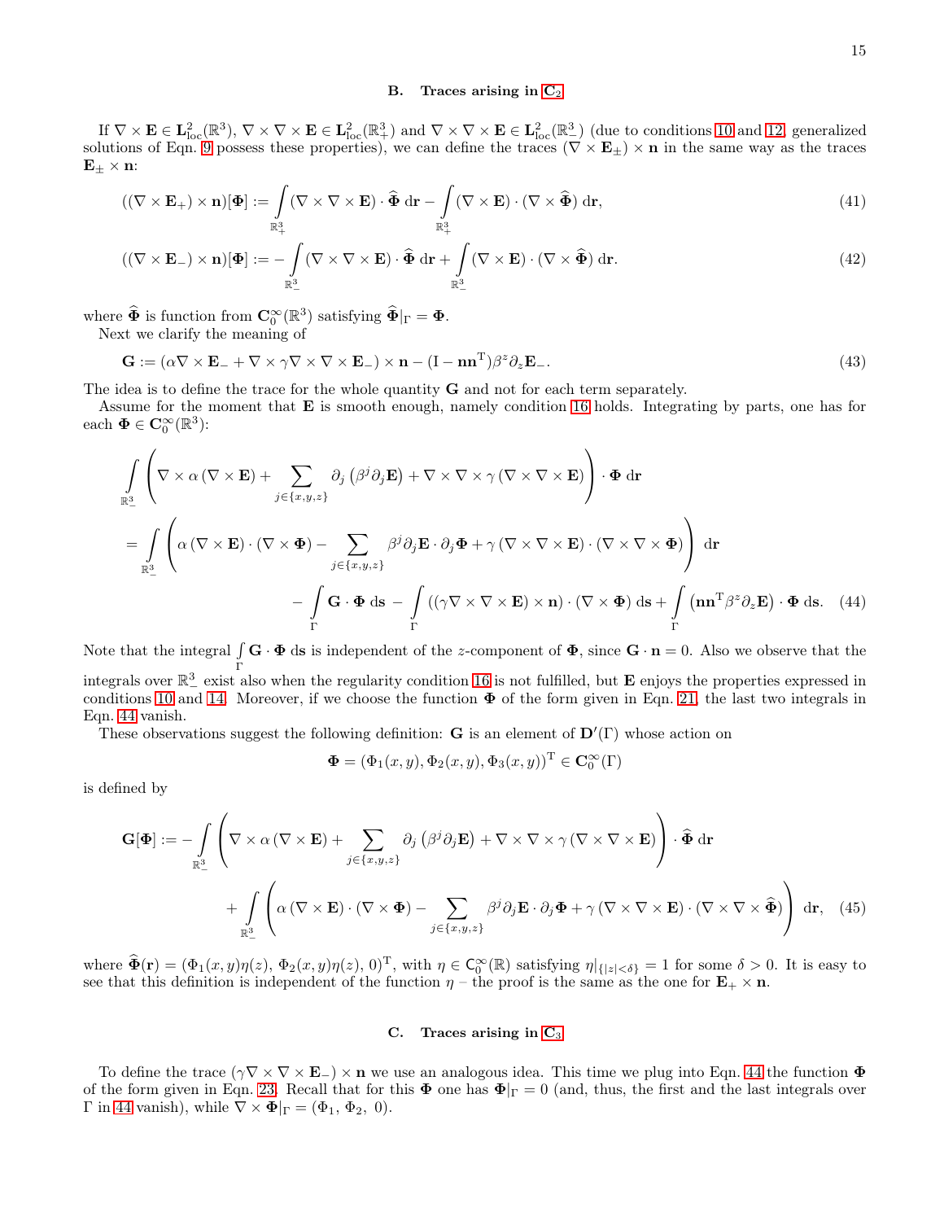### B. Traces arising in $C_2$

If $\nabla \times \mathbf{E} \in \mathbf{L}^2_{\rm loc}(\mathbb{R}^3)$, $\nabla \times \nabla \times \mathbf{E} \in \mathbf{L}^2_{\rm loc}(\mathbb{R}^3_+)$ and $\nabla \times \nabla \times \mathbf{E} \in \mathbf{L}^2_{\rm loc}(\mathbb{R}^3_-)$ (due to conditions 10 and 12, generalized solutions of Eqn. 9 possess these properties), we can define the traces $(\nabla \times \mathbf{E}_\pm) \times \mathbf{n}$ in the same way as the traces $\mathbf{E}_\pm \times \mathbf{n}$:

$$((\nabla \times \mathbf{E}_+) \times \mathbf{n})[\mathbf{\Phi}] := \int_{\mathbb{R}^3_+} (\nabla \times \nabla \times \mathbf{E}) \cdot \widehat{\mathbf{\Phi}} \, \mathrm{d}\mathbf{r} - \int_{\mathbb{R}^3_+} (\nabla \times \mathbf{E}) \cdot (\nabla \times \widehat{\mathbf{\Phi}}) \, \mathrm{d}\mathbf{r}, \tag{41}$$

$$((\nabla \times \mathbf{E}_-) \times \mathbf{n})[\mathbf{\Phi}] := -\int_{\mathbb{R}^3_-} (\nabla \times \nabla \times \mathbf{E}) \cdot \widehat{\mathbf{\Phi}} \, \mathrm{d}\mathbf{r} + \int_{\mathbb{R}^3_-} (\nabla \times \mathbf{E}) \cdot (\nabla \times \widehat{\mathbf{\Phi}}) \, \mathrm{d}\mathbf{r}. \tag{42}$$

where $\widehat{\mathbf{\Phi}}$ is function from $\mathbf{C}^\infty_0(\mathbb{R}^3)$ satisfying $\widehat{\mathbf{\Phi}}|_\Gamma = \mathbf{\Phi}$.

Next we clarify the meaning of

$$\mathbf{G} := (\alpha \nabla \times \mathbf{E}_- + \nabla \times \gamma \nabla \times \nabla \times \mathbf{E}_-) \times \mathbf{n} - (\mathrm{I} - \mathbf{n}\mathbf{n}^{\mathrm{T}}) \beta^z \partial_z \mathbf{E}_-. \tag{43}$$

The idea is to define the trace for the whole quantity $\mathbf{G}$ and not for each term separately.

Assume for the moment that $\mathbf{E}$ is smooth enough, namely condition 16 holds. Integrating by parts, one has for each $\mathbf{\Phi} \in \mathbf{C}^\infty_0(\mathbb{R}^3)$:

$$\begin{aligned}
&\int_{\mathbb{R}^3_-} \left( \nabla \times \alpha \left( \nabla \times \mathbf{E} \right) + \sum_{j \in \{x,y,z\}} \partial_j \left( \beta^j \partial_j \mathbf{E} \right) + \nabla \times \nabla \times \gamma \left( \nabla \times \nabla \times \mathbf{E} \right) \right) \cdot \mathbf{\Phi} \, \mathrm{d}\mathbf{r} \\
&= \int_{\mathbb{R}^3_-} \left( \alpha \left( \nabla \times \mathbf{E} \right) \cdot \left( \nabla \times \mathbf{\Phi} \right) - \sum_{j \in \{x,y,z\}} \beta^j \partial_j \mathbf{E} \cdot \partial_j \mathbf{\Phi} + \gamma \left( \nabla \times \nabla \times \mathbf{E} \right) \cdot \left( \nabla \times \nabla \times \mathbf{\Phi} \right) \right) \mathrm{d}\mathbf{r} \\
&\qquad - \int_\Gamma \mathbf{G} \cdot \mathbf{\Phi} \, \mathrm{ds} - \int_\Gamma \left( (\gamma \nabla \times \nabla \times \mathbf{E}) \times \mathbf{n} \right) \cdot \left( \nabla \times \mathbf{\Phi} \right) \mathrm{ds} + \int_\Gamma \left( \mathbf{n}\mathbf{n}^{\mathrm{T}} \beta^z \partial_z \mathbf{E} \right) \cdot \mathbf{\Phi} \, \mathrm{ds}.
\end{aligned} \tag{44}$$

Note that the integral $\int_\Gamma \mathbf{G} \cdot \mathbf{\Phi} \, \mathrm{ds}$ is independent of the $z$-component of $\mathbf{\Phi}$, since $\mathbf{G} \cdot \mathbf{n} = 0$. Also we observe that the integrals over $\mathbb{R}^3_-$ exist also when the regularity condition 16 is not fulfilled, but $\mathbf{E}$ enjoys the properties expressed in conditions 10 and 14. Moreover, if we choose the function $\mathbf{\Phi}$ of the form given in Eqn. 21, the last two integrals in Eqn. 44 vanish.

These observations suggest the following definition: $\mathbf{G}$ is an element of $\mathbf{D}'(\Gamma)$ whose action on

$$\mathbf{\Phi} = (\Phi_1(x,y), \Phi_2(x,y), \Phi_3(x,y))^{\mathrm{T}} \in \mathbf{C}^\infty_0(\Gamma)$$

is defined by

$$\begin{aligned}
\mathbf{G}[\mathbf{\Phi}] := &-\int_{\mathbb{R}^3_-} \left( \nabla \times \alpha \left( \nabla \times \mathbf{E} \right) + \sum_{j \in \{x,y,z\}} \partial_j \left( \beta^j \partial_j \mathbf{E} \right) + \nabla \times \nabla \times \gamma \left( \nabla \times \nabla \times \mathbf{E} \right) \right) \cdot \widehat{\mathbf{\Phi}} \, \mathrm{d}\mathbf{r} \\
&+ \int_{\mathbb{R}^3_-} \left( \alpha \left( \nabla \times \mathbf{E} \right) \cdot \left( \nabla \times \mathbf{\Phi} \right) - \sum_{j \in \{x,y,z\}} \beta^j \partial_j \mathbf{E} \cdot \partial_j \mathbf{\Phi} + \gamma \left( \nabla \times \nabla \times \mathbf{E} \right) \cdot \left( \nabla \times \nabla \times \widehat{\mathbf{\Phi}} \right) \right) \mathrm{d}\mathbf{r},
\end{aligned} \tag{45}$$

where $\widehat{\mathbf{\Phi}}(\mathbf{r}) = (\Phi_1(x,y)\eta(z),\ \Phi_2(x,y)\eta(z),\ 0)^{\mathrm{T}}$, with $\eta \in \mathsf{C}^\infty_0(\mathbb{R})$ satisfying $\eta|_{\{|z|<\delta\}} = 1$ for some $\delta > 0$. It is easy to see that this definition is independent of the function $\eta$ – the proof is the same as the one for $\mathbf{E}_+ \times \mathbf{n}$.

### C. Traces arising in $C_3$

To define the trace $(\gamma \nabla \times \nabla \times \mathbf{E}_-) \times \mathbf{n}$ we use an analogous idea. This time we plug into Eqn. 44 the function $\mathbf{\Phi}$ of the form given in Eqn. 23. Recall that for this $\mathbf{\Phi}$ one has $\mathbf{\Phi}|_\Gamma = 0$ (and, thus, the first and the last integrals over $\Gamma$ in 44 vanish), while $\nabla \times \mathbf{\Phi}|_\Gamma = (\Phi_1,\ \Phi_2,\ 0)$.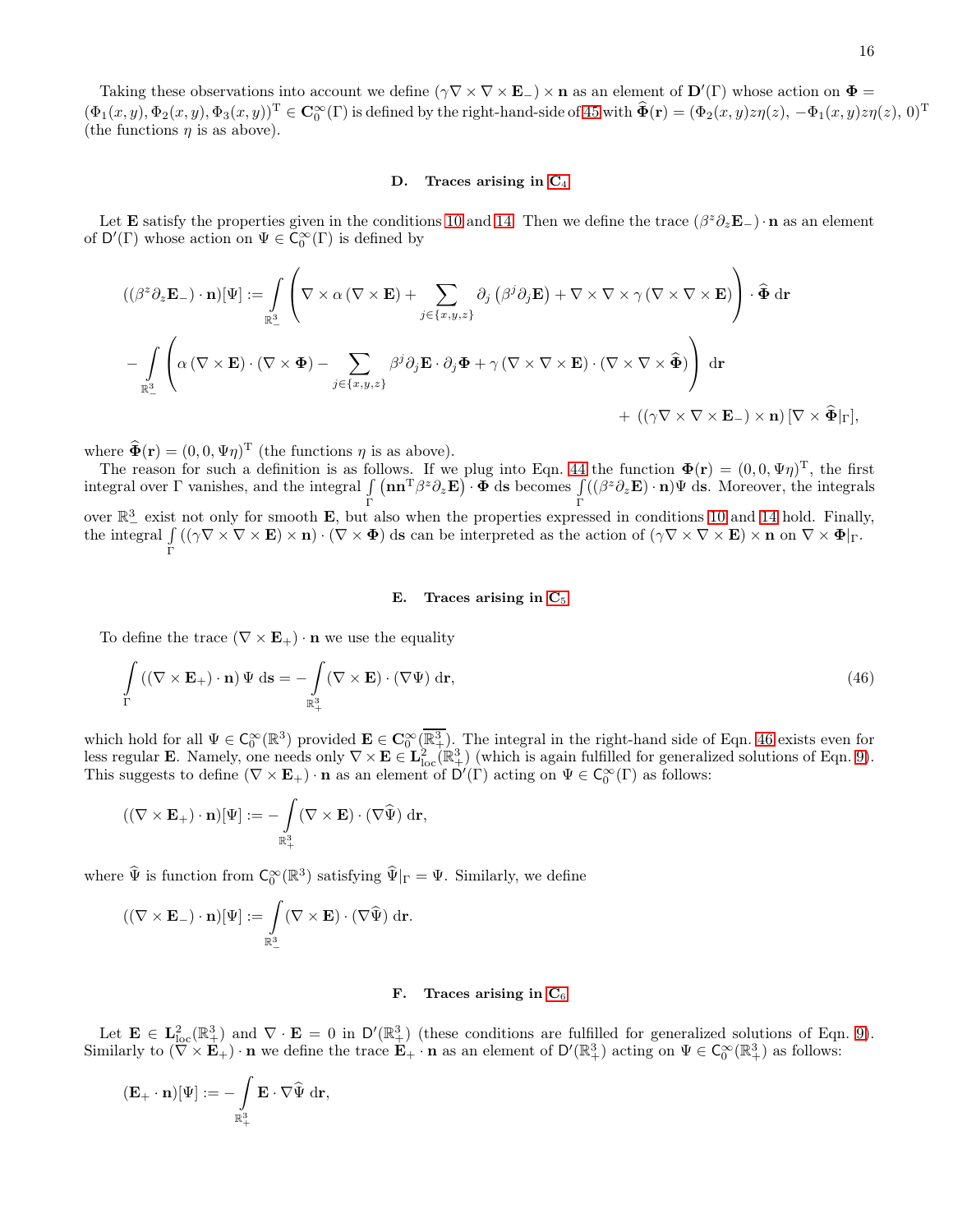Taking these observations into account we define $(\gamma\nabla\times\nabla\times\mathbf{E}_-)\times\mathbf{n}$ as an element of $\mathbf{D}'(\Gamma)$ whose action on $\mathbf{\Phi} = (\Phi_1(x,y), \Phi_2(x,y), \Phi_3(x,y))^{\mathrm{T}} \in \mathbf{C}_0^\infty(\Gamma)$ is defined by the right-hand-side of 45 with $\widehat{\mathbf{\Phi}}(\mathbf{r}) = (\Phi_2(x,y)z\eta(z),\, -\Phi_1(x,y)z\eta(z),\, 0)^{\mathrm{T}}$ (the functions $\eta$ is as above).

### D. Traces arising in C4

Let $\mathbf{E}$ satisfy the properties given in the conditions 10 and 14. Then we define the trace $(\beta^z\partial_z\mathbf{E}_-)\cdot\mathbf{n}$ as an element of $\mathsf{D}'(\Gamma)$ whose action on $\Psi \in \mathsf{C}_0^\infty(\Gamma)$ is defined by

$$((\beta^z\partial_z\mathbf{E}_-)\cdot\mathbf{n})[\Psi] := \int\limits_{\mathbb{R}^3_-} \left(\nabla\times\alpha\left(\nabla\times\mathbf{E}\right) + \sum_{j\in\{x,y,z\}}\partial_j\left(\beta^j\partial_j\mathbf{E}\right) + \nabla\times\nabla\times\gamma\left(\nabla\times\nabla\times\mathbf{E}\right)\right)\cdot\widehat{\mathbf{\Phi}}\;\mathrm{d}\mathbf{r}$$

$$- \int\limits_{\mathbb{R}^3_-} \left(\alpha\left(\nabla\times\mathbf{E}\right)\cdot\left(\nabla\times\mathbf{\Phi}\right) - \sum_{j\in\{x,y,z\}}\beta^j\partial_j\mathbf{E}\cdot\partial_j\mathbf{\Phi} + \gamma\left(\nabla\times\nabla\times\mathbf{E}\right)\cdot\left(\nabla\times\nabla\times\widehat{\mathbf{\Phi}}\right)\right)\;\mathrm{d}\mathbf{r}$$

$$+\; \left((\gamma\nabla\times\nabla\times\mathbf{E}_-)\times\mathbf{n}\right)[\nabla\times\widehat{\mathbf{\Phi}}|_\Gamma],$$

where $\widehat{\mathbf{\Phi}}(\mathbf{r}) = (0,0,\Psi\eta)^{\mathrm{T}}$ (the functions $\eta$ is as above).

The reason for such a definition is as follows. If we plug into Eqn. 44 the function $\mathbf{\Phi}(\mathbf{r}) = (0,0,\Psi\eta)^{\mathrm{T}}$, the first integral over $\Gamma$ vanishes, and the integral $\int\limits_\Gamma \left(\mathbf{n}\mathbf{n}^{\mathrm{T}}\beta^z\partial_z\mathbf{E}\right)\cdot\mathbf{\Phi}\;\mathrm{d}\mathbf{s}$ becomes $\int\limits_\Gamma((\beta^z\partial_z\mathbf{E})\cdot\mathbf{n})\Psi\;\mathrm{d}\mathbf{s}$. Moreover, the integrals over $\mathbb{R}^3_-$ exist not only for smooth $\mathbf{E}$, but also when the properties expressed in conditions 10 and 14 hold. Finally, the integral $\int\limits_\Gamma((\gamma\nabla\times\nabla\times\mathbf{E})\times\mathbf{n})\cdot(\nabla\times\mathbf{\Phi})\;\mathrm{d}\mathbf{s}$ can be interpreted as the action of $(\gamma\nabla\times\nabla\times\mathbf{E})\times\mathbf{n}$ on $\nabla\times\mathbf{\Phi}|_\Gamma$.

### E. Traces arising in C5

To define the trace $(\nabla\times\mathbf{E}_+)\cdot\mathbf{n}$ we use the equality

$$\int\limits_\Gamma \left((\nabla\times\mathbf{E}_+)\cdot\mathbf{n}\right)\Psi\;\mathrm{d}\mathbf{s} = -\int\limits_{\mathbb{R}^3_+}(\nabla\times\mathbf{E})\cdot(\nabla\Psi)\;\mathrm{d}\mathbf{r}, \tag{46}$$

which hold for all $\Psi \in \mathsf{C}_0^\infty(\mathbb{R}^3)$ provided $\mathbf{E} \in \mathbf{C}_0^\infty(\overline{\mathbb{R}^3_+})$. The integral in the right-hand side of Eqn. 46 exists even for less regular $\mathbf{E}$. Namely, one needs only $\nabla\times\mathbf{E} \in \mathbf{L}^2_{\mathrm{loc}}(\mathbb{R}^3_+)$ (which is again fulfilled for generalized solutions of Eqn. 9). This suggests to define $(\nabla\times\mathbf{E}_+)\cdot\mathbf{n}$ as an element of $\mathsf{D}'(\Gamma)$ acting on $\Psi \in \mathsf{C}_0^\infty(\Gamma)$ as follows:

$$((\nabla\times\mathbf{E}_+)\cdot\mathbf{n})[\Psi] := -\int\limits_{\mathbb{R}^3_+}(\nabla\times\mathbf{E})\cdot(\nabla\widehat{\Psi})\;\mathrm{d}\mathbf{r},$$

where $\widehat{\Psi}$ is function from $\mathsf{C}_0^\infty(\mathbb{R}^3)$ satisfying $\widehat{\Psi}|_\Gamma = \Psi$. Similarly, we define

$$((\nabla\times\mathbf{E}_-)\cdot\mathbf{n})[\Psi] := \int\limits_{\mathbb{R}^3_-}(\nabla\times\mathbf{E})\cdot(\nabla\widehat{\Psi})\;\mathrm{d}\mathbf{r}.$$

### F. Traces arising in C6

Let $\mathbf{E} \in \mathbf{L}^2_{\mathrm{loc}}(\mathbb{R}^3_+)$ and $\nabla\cdot\mathbf{E} = 0$ in $\mathsf{D}'(\mathbb{R}^3_+)$ (these conditions are fulfilled for generalized solutions of Eqn. 9). Similarly to $(\nabla\times\mathbf{E}_+)\cdot\mathbf{n}$ we define the trace $\mathbf{E}_+\cdot\mathbf{n}$ as an element of $\mathsf{D}'(\mathbb{R}^3_+)$ acting on $\Psi \in \mathsf{C}_0^\infty(\mathbb{R}^3_+)$ as follows:

$$(\mathbf{E}_+\cdot\mathbf{n})[\Psi] := -\int\limits_{\mathbb{R}^3_+}\mathbf{E}\cdot\nabla\widehat{\Psi}\;\mathrm{d}\mathbf{r},$$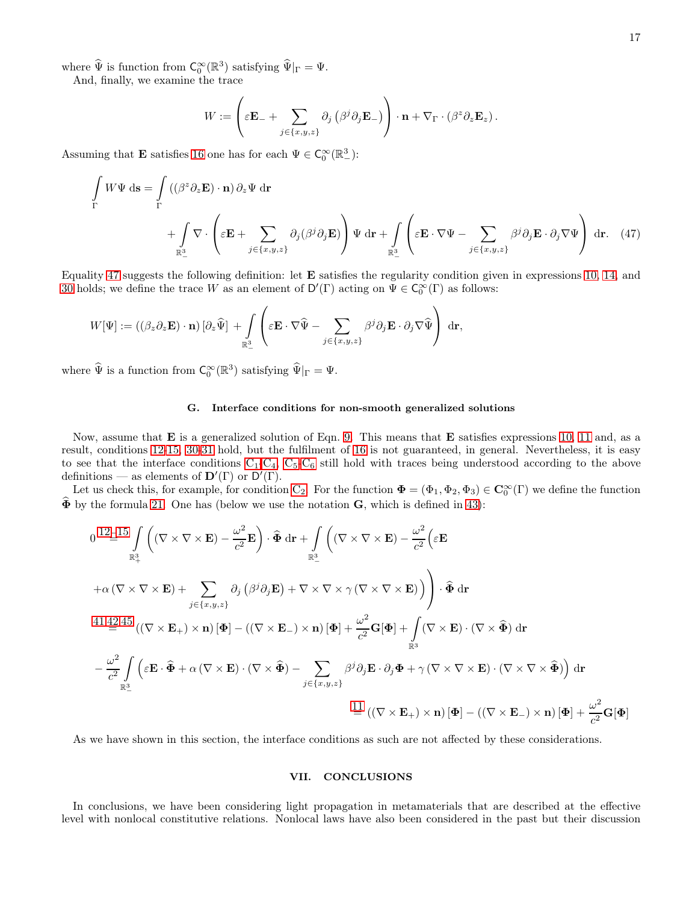where $\widehat{\Psi}$ is function from $\mathsf{C}_0^\infty(\mathbb{R}^3)$ satisfying $\widehat{\Psi}|_\Gamma = \Psi$.

And, finally, we examine the trace

$$W := \left( \varepsilon \mathbf{E}_- + \sum_{j\in\{x,y,z\}} \partial_j \left( \beta^j \partial_j \mathbf{E}_- \right) \right) \cdot \mathbf{n} + \nabla_\Gamma \cdot \left( \beta^z \partial_z \mathbf{E}_z \right).$$

Assuming that $\mathbf{E}$ satisfies 16 one has for each $\Psi \in \mathsf{C}_0^\infty(\mathbb{R}^3_-)$:

$$\int_\Gamma W \Psi \; \mathrm{d}\mathbf{s} = \int_\Gamma \left( \left( \beta^z \partial_z \mathbf{E} \right) \cdot \mathbf{n} \right) \partial_z \Psi \; \mathrm{d}\mathbf{r} + \int_{\mathbb{R}^3_-} \nabla \cdot \left( \varepsilon \mathbf{E} + \sum_{j\in\{x,y,z\}} \partial_j (\beta^j \partial_j \mathbf{E}) \right) \Psi \; \mathrm{d}\mathbf{r} + \int_{\mathbb{R}^3_-} \left( \varepsilon \mathbf{E} \cdot \nabla \Psi - \sum_{j\in\{x,y,z\}} \beta^j \partial_j \mathbf{E} \cdot \partial_j \nabla \Psi \right) \; \mathrm{d}\mathbf{r}. \quad (47)$$

Equality 47 suggests the following definition: let $\mathbf{E}$ satisfies the regularity condition given in expressions 10, 14, and 30 holds; we define the trace $W$ as an element of $\mathsf{D}'(\Gamma)$ acting on $\Psi \in \mathsf{C}_0^\infty(\Gamma)$ as follows:

$$W[\Psi] := \left( (\beta_z \partial_z \mathbf{E}) \cdot \mathbf{n} \right) [\partial_z \widehat{\Psi}] + \int_{\mathbb{R}^3_-} \left( \varepsilon \mathbf{E} \cdot \nabla \widehat{\Psi} - \sum_{j\in\{x,y,z\}} \beta^j \partial_j \mathbf{E} \cdot \partial_j \nabla \widehat{\Psi} \right) \; \mathrm{d}\mathbf{r},$$

where $\widehat{\Psi}$ is a function from $\mathsf{C}_0^\infty(\mathbb{R}^3)$ satisfying $\widehat{\Psi}|_\Gamma = \Psi$.

### G. Interface conditions for non-smooth generalized solutions

Now, assume that $\mathbf{E}$ is a generalized solution of Eqn. 9. This means that $\mathbf{E}$ satisfies expressions 10, 11 and, as a result, conditions 12-15, 30-31 hold, but the fulfilment of 16 is not guaranteed, in general. Nevertheless, it is easy to see that the interface conditions $C_1$-$C_4$, $C_5$-$C_6$ still hold with traces being understood according to the above definitions — as elements of $\mathbf{D}'(\Gamma)$ or $\mathsf{D}'(\Gamma)$.

Let us check this, for example, for condition $C_2$. For the function $\mathbf{\Phi} = (\Phi_1, \Phi_2, \Phi_3) \in \mathbf{C}_0^\infty(\Gamma)$ we define the function $\widehat{\mathbf{\Phi}}$ by the formula 21. One has (below we use the notation $\mathbf{G}$, which is defined in 43):

$$
\begin{aligned}
0 &\overset{12-15}{=} \int_{\mathbb{R}^3_+} \left( (\nabla \times \nabla \times \mathbf{E}) - \frac{\omega^2}{c^2} \mathbf{E} \right) \cdot \widehat{\mathbf{\Phi}} \; \mathrm{d}\mathbf{r} + \int_{\mathbb{R}^3_-} \Bigg( (\nabla \times \nabla \times \mathbf{E}) - \frac{\omega^2}{c^2} \Big( \varepsilon \mathbf{E} \\
&\quad + \alpha \left( \nabla \times \nabla \times \mathbf{E} \right) + \sum_{j\in\{x,y,z\}} \partial_j \left( \beta^j \partial_j \mathbf{E} \right) + \nabla \times \nabla \times \gamma \left( \nabla \times \nabla \times \mathbf{E} \right) \Big) \Bigg) \cdot \widehat{\mathbf{\Phi}} \; \mathrm{d}\mathbf{r} \\
&\overset{41,42,45}{=} \left( (\nabla \times \mathbf{E}_+) \times \mathbf{n} \right) [\mathbf{\Phi}] - \left( (\nabla \times \mathbf{E}_-) \times \mathbf{n} \right) [\mathbf{\Phi}] + \frac{\omega^2}{c^2} \mathbf{G}[\mathbf{\Phi}] + \int_{\mathbb{R}^3} (\nabla \times \mathbf{E}) \cdot (\nabla \times \widehat{\mathbf{\Phi}}) \; \mathrm{d}\mathbf{r} \\
&\quad - \frac{\omega^2}{c^2} \int_{\mathbb{R}^3_-} \Big( \varepsilon \mathbf{E} \cdot \widehat{\mathbf{\Phi}} + \alpha \left( \nabla \times \mathbf{E} \right) \cdot (\nabla \times \widehat{\mathbf{\Phi}}) - \sum_{j\in\{x,y,z\}} \beta^j \partial_j \mathbf{E} \cdot \partial_j \mathbf{\Phi} + \gamma \left( \nabla \times \nabla \times \mathbf{E} \right) \cdot (\nabla \times \nabla \times \widehat{\mathbf{\Phi}}) \Big) \; \mathrm{d}\mathbf{r} \\
&\overset{11}{=} \left( (\nabla \times \mathbf{E}_+) \times \mathbf{n} \right) [\mathbf{\Phi}] - \left( (\nabla \times \mathbf{E}_-) \times \mathbf{n} \right) [\mathbf{\Phi}] + \frac{\omega^2}{c^2} \mathbf{G}[\mathbf{\Phi}]
\end{aligned}
$$

As we have shown in this section, the interface conditions as such are not affected by these considerations.

## VII. CONCLUSIONS

In conclusions, we have been considering light propagation in metamaterials that are described at the effective level with nonlocal constitutive relations. Nonlocal laws have also been considered in the past but their discussion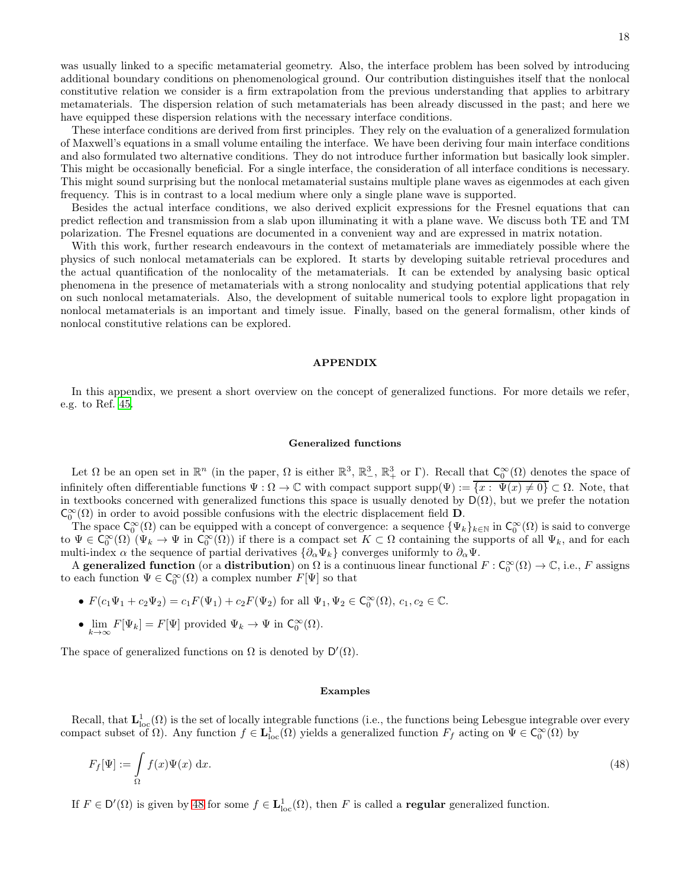was usually linked to a specific metamaterial geometry. Also, the interface problem has been solved by introducing additional boundary conditions on phenomenological ground. Our contribution distinguishes itself that the nonlocal constitutive relation we consider is a firm extrapolation from the previous understanding that applies to arbitrary metamaterials. The dispersion relation of such metamaterials has been already discussed in the past; and here we have equipped these dispersion relations with the necessary interface conditions.

These interface conditions are derived from first principles. They rely on the evaluation of a generalized formulation of Maxwell's equations in a small volume entailing the interface. We have been deriving four main interface conditions and also formulated two alternative conditions. They do not introduce further information but basically look simpler. This might be occasionally beneficial. For a single interface, the consideration of all interface conditions is necessary. This might sound surprising but the nonlocal metamaterial sustains multiple plane waves as eigenmodes at each given frequency. This is in contrast to a local medium where only a single plane wave is supported.

Besides the actual interface conditions, we also derived explicit expressions for the Fresnel equations that can predict reflection and transmission from a slab upon illuminating it with a plane wave. We discuss both TE and TM polarization. The Fresnel equations are documented in a convenient way and are expressed in matrix notation.

With this work, further research endeavours in the context of metamaterials are immediately possible where the physics of such nonlocal metamaterials can be explored. It starts by developing suitable retrieval procedures and the actual quantification of the nonlocality of the metamaterials. It can be extended by analysing basic optical phenomena in the presence of metamaterials with a strong nonlocality and studying potential applications that rely on such nonlocal metamaterials. Also, the development of suitable numerical tools to explore light propagation in nonlocal metamaterials is an important and timely issue. Finally, based on the general formalism, other kinds of nonlocal constitutive relations can be explored.

## APPENDIX

In this appendix, we present a short overview on the concept of generalized functions. For more details we refer, e.g. to Ref. 45.

### Generalized functions

Let $\Omega$ be an open set in $\mathbb{R}^n$ (in the paper, $\Omega$ is either $\mathbb{R}^3$, $\mathbb{R}^3_-$, $\mathbb{R}^3_+$ or $\Gamma$). Recall that $\mathsf{C}_0^\infty(\Omega)$ denotes the space of infinitely often differentiable functions $\Psi : \Omega \to \mathbb{C}$ with compact support $\mathrm{supp}(\Psi) := \overline{\{x : \; \Psi(x) \neq 0\}} \subset \Omega$. Note, that in textbooks concerned with generalized functions this space is usually denoted by $\mathsf{D}(\Omega)$, but we prefer the notation $\mathsf{C}_0^\infty(\Omega)$ in order to avoid possible confusions with the electric displacement field $\mathbf{D}$.

The space $\mathsf{C}_0^\infty(\Omega)$ can be equipped with a concept of convergence: a sequence $\{\Psi_k\}_{k\in\mathbb{N}}$ in $\mathsf{C}_0^\infty(\Omega)$ is said to converge to $\Psi \in \mathsf{C}_0^\infty(\Omega)$ ($\Psi_k \to \Psi$ in $\mathsf{C}_0^\infty(\Omega)$) if there is a compact set $K \subset \Omega$ containing the supports of all $\Psi_k$, and for each multi-index $\alpha$ the sequence of partial derivatives $\{\partial_\alpha \Psi_k\}$ converges uniformly to $\partial_\alpha \Psi$.

A **generalized function** (or a **distribution**) on $\Omega$ is a continuous linear functional $F : \mathsf{C}_0^\infty(\Omega) \to \mathbb{C}$, i.e., $F$ assigns to each function $\Psi \in \mathsf{C}_0^\infty(\Omega)$ a complex number $F[\Psi]$ so that

- $F(c_1\Psi_1 + c_2\Psi_2) = c_1 F(\Psi_1) + c_2 F(\Psi_2)$ for all $\Psi_1, \Psi_2 \in \mathsf{C}_0^\infty(\Omega)$, $c_1, c_2 \in \mathbb{C}$.
- $\lim\limits_{k\to\infty} F[\Psi_k] = F[\Psi]$ provided $\Psi_k \to \Psi$ in $\mathsf{C}_0^\infty(\Omega)$.

The space of generalized functions on $\Omega$ is denoted by $\mathsf{D}'(\Omega)$.

### Examples

Recall, that $\mathbf{L}^1_{\mathrm{loc}}(\Omega)$ is the set of locally integrable functions (i.e., the functions being Lebesgue integrable over every compact subset of $\Omega$). Any function $f \in \mathbf{L}^1_{\mathrm{loc}}(\Omega)$ yields a generalized function $F_f$ acting on $\Psi \in \mathsf{C}_0^\infty(\Omega)$ by

$$F_f[\Psi] := \int\limits_\Omega f(x)\Psi(x)\,\mathrm{d}x. \tag{48}$$

If $F \in \mathsf{D}'(\Omega)$ is given by 48 for some $f \in \mathbf{L}^1_{\mathrm{loc}}(\Omega)$, then $F$ is called a **regular** generalized function.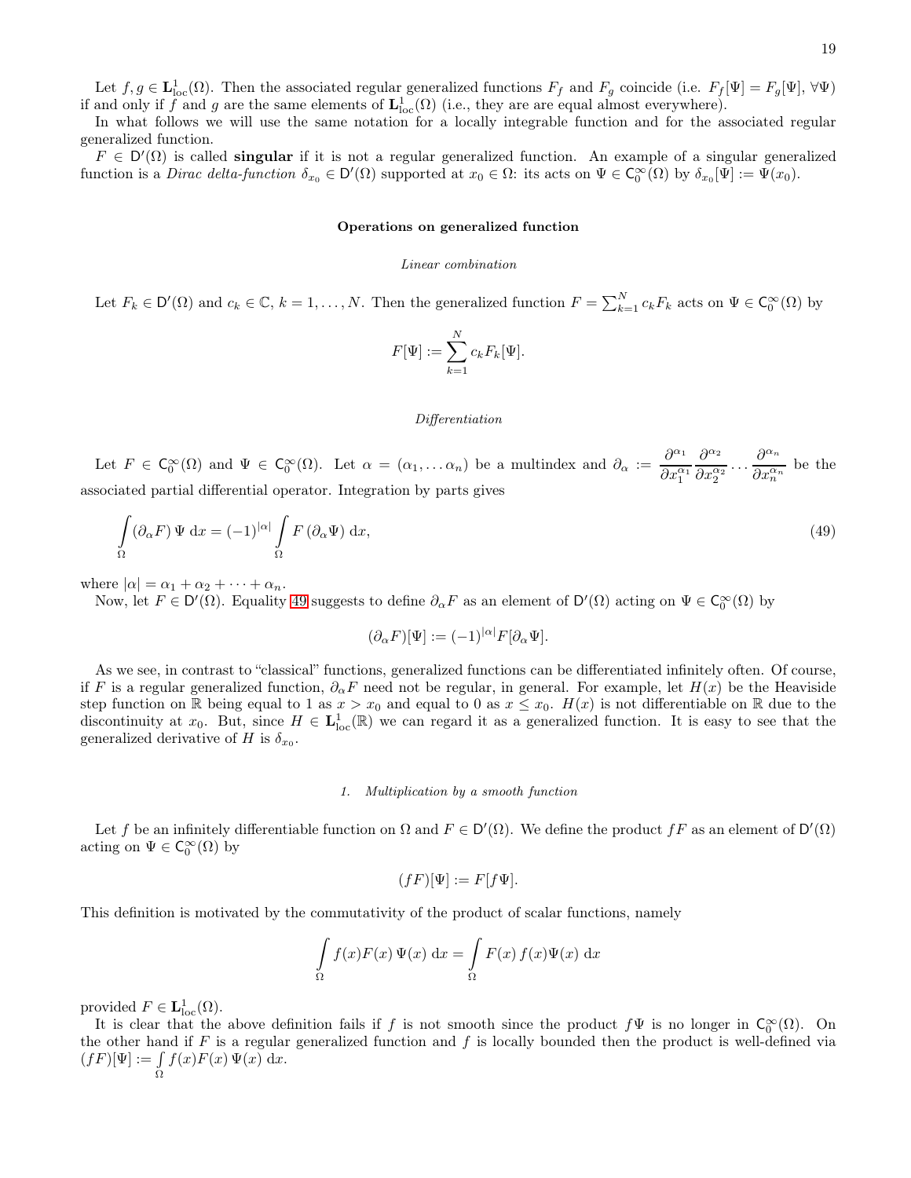Let $f, g \in \mathbf{L}^1_{\text{loc}}(\Omega)$. Then the associated regular generalized functions $F_f$ and $F_g$ coincide (i.e. $F_f[\Psi] = F_g[\Psi]$, $\forall \Psi$) if and only if $f$ and $g$ are the same elements of $\mathbf{L}^1_{\text{loc}}(\Omega)$ (i.e., they are are equal almost everywhere).

In what follows we will use the same notation for a locally integrable function and for the associated regular generalized function.

$F \in \mathsf{D}'(\Omega)$ is called **singular** if it is not a regular generalized function. An example of a singular generalized function is a *Dirac delta-function* $\delta_{x_0} \in \mathsf{D}'(\Omega)$ supported at $x_0 \in \Omega$: its acts on $\Psi \in \mathsf{C}^\infty_0(\Omega)$ by $\delta_{x_0}[\Psi] := \Psi(x_0)$.

### Operations on generalized function

*Linear combination*

Let $F_k \in \mathsf{D}'(\Omega)$ and $c_k \in \mathbb{C}$, $k = 1, \dots, N$. Then the generalized function $F = \sum_{k=1}^N c_k F_k$ acts on $\Psi \in \mathsf{C}^\infty_0(\Omega)$ by

$$F[\Psi] := \sum_{k=1}^N c_k F_k[\Psi].$$

*Differentiation*

Let $F \in \mathsf{C}^\infty_0(\Omega)$ and $\Psi \in \mathsf{C}^\infty_0(\Omega)$. Let $\alpha = (\alpha_1, \dots \alpha_n)$ be a multindex and $\partial_\alpha := \dfrac{\partial^{\alpha_1}}{\partial x_1^{\alpha_1}} \dfrac{\partial^{\alpha_2}}{\partial x_2^{\alpha_2}} \cdots \dfrac{\partial^{\alpha_n}}{\partial x_n^{\alpha_n}}$ be the associated partial differential operator. Integration by parts gives

$$\int_\Omega (\partial_\alpha F)\, \Psi \, \mathrm{d}x = (-1)^{|\alpha|} \int_\Omega F\, (\partial_\alpha \Psi) \, \mathrm{d}x, \tag{49}$$

where $|\alpha| = \alpha_1 + \alpha_2 + \cdots + \alpha_n$.

Now, let $F \in \mathsf{D}'(\Omega)$. Equality 49 suggests to define $\partial_\alpha F$ as an element of $\mathsf{D}'(\Omega)$ acting on $\Psi \in \mathsf{C}^\infty_0(\Omega)$ by

$$(\partial_\alpha F)[\Psi] := (-1)^{|\alpha|} F[\partial_\alpha \Psi].$$

As we see, in contrast to "classical" functions, generalized functions can be differentiated infinitely often. Of course, if $F$ is a regular generalized function, $\partial_\alpha F$ need not be regular, in general. For example, let $H(x)$ be the Heaviside step function on $\mathbb{R}$ being equal to 1 as $x > x_0$ and equal to 0 as $x \le x_0$. $H(x)$ is not differentiable on $\mathbb{R}$ due to the discontinuity at $x_0$. But, since $H \in \mathbf{L}^1_{\text{loc}}(\mathbb{R})$ we can regard it as a generalized function. It is easy to see that the generalized derivative of $H$ is $\delta_{x_0}$.

*1. Multiplication by a smooth function*

Let $f$ be an infinitely differentiable function on $\Omega$ and $F \in \mathsf{D}'(\Omega)$. We define the product $fF$ as an element of $\mathsf{D}'(\Omega)$ acting on $\Psi \in \mathsf{C}^\infty_0(\Omega)$ by

$$(fF)[\Psi] := F[f\Psi].$$

This definition is motivated by the commutativity of the product of scalar functions, namely

$$\int_\Omega f(x) F(x)\, \Psi(x) \, \mathrm{d}x = \int_\Omega F(x)\, f(x) \Psi(x) \, \mathrm{d}x$$

provided $F \in \mathbf{L}^1_{\text{loc}}(\Omega)$.

It is clear that the above definition fails if $f$ is not smooth since the product $f\Psi$ is no longer in $\mathsf{C}^\infty_0(\Omega)$. On the other hand if $F$ is a regular generalized function and $f$ is locally bounded then the product is well-defined via $(fF)[\Psi] := \int_\Omega f(x) F(x)\, \Psi(x) \, \mathrm{d}x$.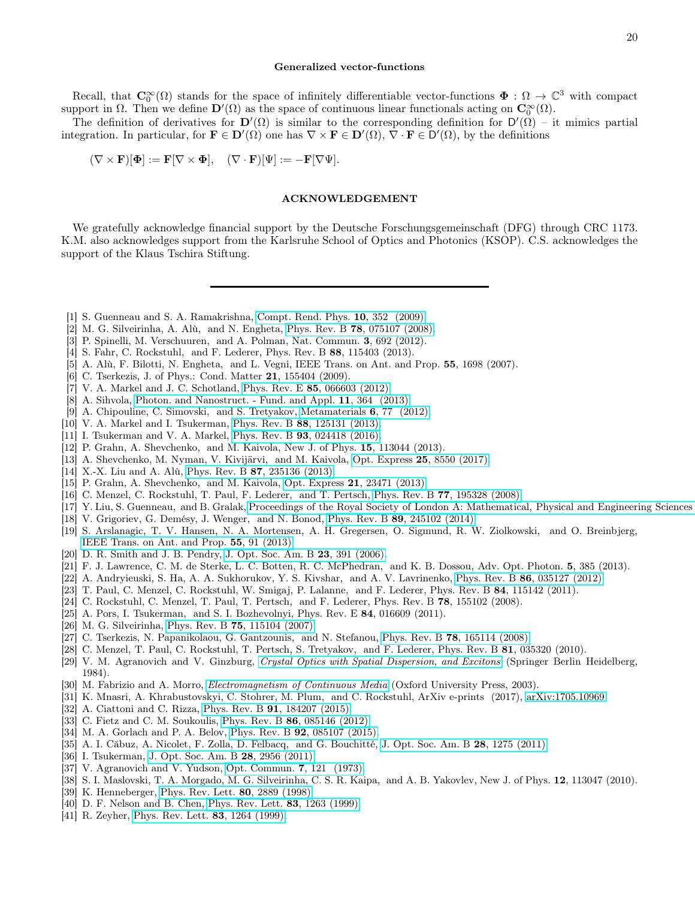### Generalized vector-functions

Recall, that $\mathbf{C}_0^\infty(\Omega)$ stands for the space of infinitely differentiable vector-functions $\mathbf{\Phi} : \Omega \to \mathbb{C}^3$ with compact support in $\Omega$. Then we define $\mathbf{D}'(\Omega)$ as the space of continuous linear functionals acting on $\mathbf{C}_0^\infty(\Omega)$.

The definition of derivatives for $\mathbf{D}'(\Omega)$ is similar to the corresponding definition for $\mathsf{D}'(\Omega)$ – it mimics partial integration. In particular, for $\mathbf{F} \in \mathbf{D}'(\Omega)$ one has $\nabla \times \mathbf{F} \in \mathbf{D}'(\Omega)$, $\nabla \cdot \mathbf{F} \in \mathsf{D}'(\Omega)$, by the definitions

$$(\nabla \times \mathbf{F})[\mathbf{\Phi}] := \mathbf{F}[\nabla \times \mathbf{\Phi}], \quad (\nabla \cdot \mathbf{F})[\Psi] := -\mathbf{F}[\nabla \Psi].$$

## ACKNOWLEDGEMENT

We gratefully acknowledge financial support by the Deutsche Forschungsgemeinschaft (DFG) through CRC 1173. K.M. also acknowledges support from the Karlsruhe School of Optics and Photonics (KSOP). C.S. acknowledges the support of the Klaus Tschira Stiftung.

---

[1] S. Guenneau and S. A. Ramakrishna, Compt. Rend. Phys. **10**, 352 (2009).
[2] M. G. Silveirinha, A. Alù, and N. Engheta, Phys. Rev. B **78**, 075107 (2008).
[3] P. Spinelli, M. Verschuuren, and A. Polman, Nat. Commun. **3**, 692 (2012).
[4] S. Fahr, C. Rockstuhl, and F. Lederer, Phys. Rev. B **88**, 115403 (2013).
[5] A. Alù, F. Bilotti, N. Engheta, and L. Vegni, IEEE Trans. on Ant. and Prop. **55**, 1698 (2007).
[6] C. Tserkezis, J. of Phys.: Cond. Matter **21**, 155404 (2009).
[7] V. A. Markel and J. C. Schotland, Phys. Rev. E **85**, 066603 (2012).
[8] A. Sihvola, Photon. and Nanostruct. - Fund. and Appl. **11**, 364 (2013).
[9] A. Chipouline, C. Simovski, and S. Tretyakov, Metamaterials **6**, 77 (2012).
[10] V. A. Markel and I. Tsukerman, Phys. Rev. B **88**, 125131 (2013).
[11] I. Tsukerman and V. A. Markel, Phys. Rev. B **93**, 024418 (2016).
[12] P. Grahn, A. Shevchenko, and M. Kaivola, New J. of Phys. **15**, 113044 (2013).
[13] A. Shevchenko, M. Nyman, V. Kivijärvi, and M. Kaivola, Opt. Express **25**, 8550 (2017).
[14] X.-X. Liu and A. Alù, Phys. Rev. B **87**, 235136 (2013).
[15] P. Grahn, A. Shevchenko, and M. Kaivola, Opt. Express **21**, 23471 (2013).
[16] C. Menzel, C. Rockstuhl, T. Paul, F. Lederer, and T. Pertsch, Phys. Rev. B **77**, 195328 (2008).
[17] Y. Liu, S. Guenneau, and B. Gralak, Proceedings of the Royal Society of London A: Mathematical, Physical and Engineering Sciences
[18] V. Grigoriev, G. Demésy, J. Wenger, and N. Bonod, Phys. Rev. B **89**, 245102 (2014).
[19] S. Arslanagic, T. V. Hansen, N. A. Mortensen, A. H. Gregersen, O. Sigmund, R. W. Ziolkowski, and O. Breinbjerg, IEEE Trans. on Ant. and Prop. **55**, 91 (2013).
[20] D. R. Smith and J. B. Pendry, J. Opt. Soc. Am. B **23**, 391 (2006).
[21] F. J. Lawrence, C. M. de Sterke, L. C. Botten, R. C. McPhedran, and K. B. Dossou, Adv. Opt. Photon. **5**, 385 (2013).
[22] A. Andryieuski, S. Ha, A. A. Sukhorukov, Y. S. Kivshar, and A. V. Lavrinenko, Phys. Rev. B **86**, 035127 (2012).
[23] T. Paul, C. Menzel, C. Rockstuhl, W. Smigaj, P. Lalanne, and F. Lederer, Phys. Rev. B **84**, 115142 (2011).
[24] C. Rockstuhl, C. Menzel, T. Paul, T. Pertsch, and F. Lederer, Phys. Rev. B **78**, 155102 (2008).
[25] A. Pors, I. Tsukerman, and S. I. Bozhevolnyi, Phys. Rev. E **84**, 016609 (2011).
[26] M. G. Silveirinha, Phys. Rev. B **75**, 115104 (2007).
[27] C. Tserkezis, N. Papanikolaou, G. Gantzounis, and N. Stefanou, Phys. Rev. B **78**, 165114 (2008).
[28] C. Menzel, T. Paul, C. Rockstuhl, T. Pertsch, S. Tretyakov, and F. Lederer, Phys. Rev. B **81**, 035320 (2010).
[29] V. M. Agranovich and V. Ginzburg, *Crystal Optics with Spatial Dispersion, and Excitons* (Springer Berlin Heidelberg, 1984).
[30] M. Fabrizio and A. Morro, *Electromagnetism of Continuous Media* (Oxford University Press, 2003).
[31] K. Mnasri, A. Khrabustovskyi, C. Stohrer, M. Plum, and C. Rockstuhl, ArXiv e-prints (2017), arXiv:1705.10969.
[32] A. Ciattoni and C. Rizza, Phys. Rev. B **91**, 184207 (2015).
[33] C. Fietz and C. M. Soukoulis, Phys. Rev. B **86**, 085146 (2012).
[34] M. A. Gorlach and P. A. Belov, Phys. Rev. B **92**, 085107 (2015).
[35] A. I. Căbuz, A. Nicolet, F. Zolla, D. Felbacq, and G. Bouchitté, J. Opt. Soc. Am. B **28**, 1275 (2011).
[36] I. Tsukerman, J. Opt. Soc. Am. B **28**, 2956 (2011).
[37] V. Agranovich and V. Yudson, Opt. Commun. **7**, 121 (1973).
[38] S. I. Maslovski, T. A. Morgado, M. G. Silveirinha, C. S. R. Kaipa, and A. B. Yakovlev, New J. of Phys. **12**, 113047 (2010).
[39] K. Henneberger, Phys. Rev. Lett. **80**, 2889 (1998).
[40] D. F. Nelson and B. Chen, Phys. Rev. Lett. **83**, 1263 (1999).
[41] R. Zeyher, Phys. Rev. Lett. **83**, 1264 (1999).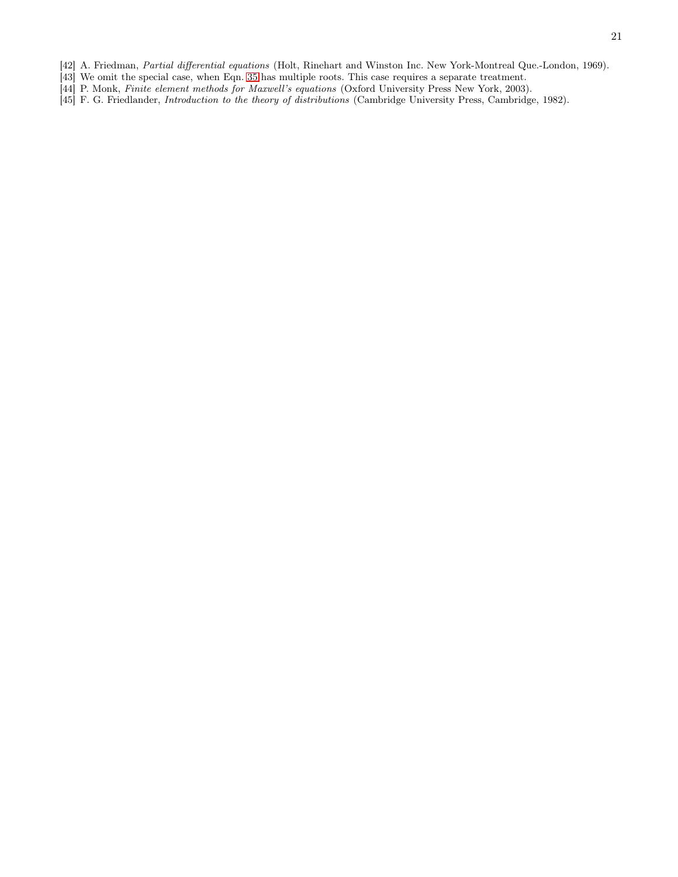[42] A. Friedman, *Partial differential equations* (Holt, Rinehart and Winston Inc. New York-Montreal Que.-London, 1969).
[43] We omit the special case, when Eqn. 35 has multiple roots. This case requires a separate treatment.
[44] P. Monk, *Finite element methods for Maxwell's equations* (Oxford University Press New York, 2003).
[45] F. G. Friedlander, *Introduction to the theory of distributions* (Cambridge University Press, Cambridge, 1982).